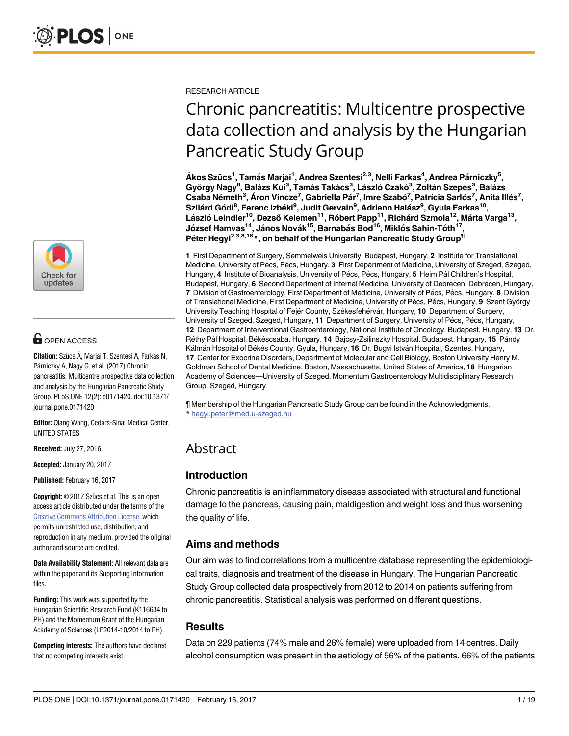RESEARCH ARTICLE

# Chronic pancreatitis: Multicentre prospective data collection and analysis by the Hungarian Pancreatic Study Group

**Ákos Szücs[1], Tamás Marjai[1], Andrea Szentesi[2,3], Nelli Farkas[4], Andrea Párniczky[5], György Nagy[6], Balázs Kui[3], Tamás Takács[3], László Czakó[3], Zoltán Szepes[3], Balázs Csaba Németh[3], Áron Vincze[7], Gabriella Pár[7], Imre Szabó[7], Patrícia Sarlós[7], Anita Illés[7], Szilárd Gódi[8], Ferenc Izbéki[9], Judit Gervain[9], Adrienn Halász[9], Gyula Farkas[10], László Leindler[10], Dezső Kelemen[11], Róbert Papp[11], Richárd Szmola[12], Márta Varga[13], József Hamvas[14], János Novák[15], Barnabás Bod[16], Miklós Sahin-Tóth[17], Péter Hegyi[2,3,8,18]*, on behalf of the Hungarian Pancreatic Study Group¶**

**1** First Department of Surgery, Semmelweis University, Budapest, Hungary, **2** Institute for Translational Medicine, University of Pécs, Pécs, Hungary, **3** First Department of Medicine, University of Szeged, Szeged, Hungary, **4** Institute of Bioanalysis, University of Pécs, Pécs, Hungary, **5** Heim Pál Children's Hospital, Budapest, Hungary, **6** Second Department of Internal Medicine, University of Debrecen, Debrecen, Hungary, **7** Division of Gastroenterology, First Department of Medicine, University of Pécs, Pécs, Hungary, **8** Division of Translational Medicine, First Department of Medicine, University of Pécs, Pécs, Hungary, **9** Szent György University Teaching Hospital of Fejér County, Székesfehérvár, Hungary, **10** Department of Surgery, University of Szeged, Szeged, Hungary, **11** Department of Surgery, University of Pécs, Pécs, Hungary, **12** Department of Interventional Gastroenterology, National Institute of Oncology, Budapest, Hungary, **13** Dr. Réthy Pál Hospital, Békéscsaba, Hungary, **14** Bajcsy-Zsilinszky Hospital, Budapest, Hungary, **15** Pándy Kálmán Hospital of Békés County, Gyula, Hungary, **16** Dr. Bugyi István Hospital, Szentes, Hungary, **17** Center for Exocrine Disorders, Department of Molecular and Cell Biology, Boston University Henry M. Goldman School of Dental Medicine, Boston, Massachusetts, United States of America, **18** Hungarian Academy of Sciences—University of Szeged, Momentum Gastroenterology Multidisciplinary Research Group, Szeged, Hungary

¶ Membership of the Hungarian Pancreatic Study Group can be found in the Acknowledgments.
* hegyi.peter@med.u-szeged.hu

OPEN ACCESS

**Citation:** Szücs Á, Marjai T, Szentesi A, Farkas N, Párniczky A, Nagy G, et al. (2017) Chronic pancreatitis: Multicentre prospective data collection and analysis by the Hungarian Pancreatic Study Group. PLoS ONE 12(2): e0171420. doi:10.1371/journal.pone.0171420

**Editor:** Qiang Wang, Cedars-Sinai Medical Center, UNITED STATES

**Received:** July 27, 2016

**Accepted:** January 20, 2017

**Published:** February 16, 2017

**Copyright:** © 2017 Szücs et al. This is an open access article distributed under the terms of the Creative Commons Attribution License, which permits unrestricted use, distribution, and reproduction in any medium, provided the original author and source are credited.

**Data Availability Statement:** All relevant data are within the paper and its Supporting Information files.

**Funding:** This work was supported by the Hungarian Scientific Research Fund (K116634 to PH) and the Momentum Grant of the Hungarian Academy of Sciences (LP2014-10/2014 to PH).

**Competing interests:** The authors have declared that no competing interests exist.

## Abstract

### Introduction

Chronic pancreatitis is an inflammatory disease associated with structural and functional damage to the pancreas, causing pain, maldigestion and weight loss and thus worsening the quality of life.

### Aims and methods

Our aim was to find correlations from a multicentre database representing the epidemiological traits, diagnosis and treatment of the disease in Hungary. The Hungarian Pancreatic Study Group collected data prospectively from 2012 to 2014 on patients suffering from chronic pancreatitis. Statistical analysis was performed on different questions.

### Results

Data on 229 patients (74% male and 26% female) were uploaded from 14 centres. Daily alcohol consumption was present in the aetiology of 56% of the patients. 66% of the patients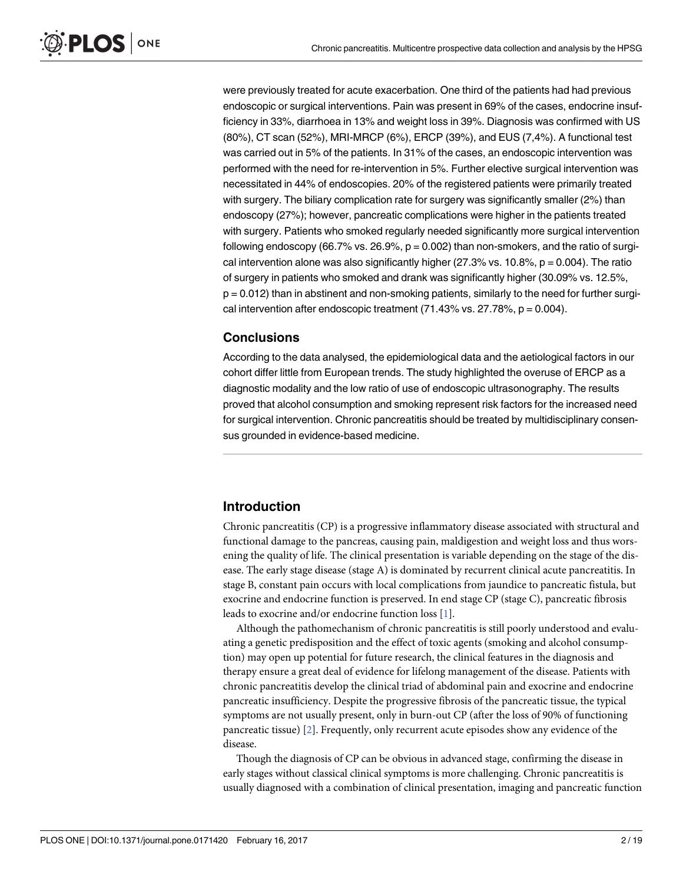were previously treated for acute exacerbation. One third of the patients had had previous endoscopic or surgical interventions. Pain was present in 69% of the cases, endocrine insufficiency in 33%, diarrhoea in 13% and weight loss in 39%. Diagnosis was confirmed with US (80%), CT scan (52%), MRI-MRCP (6%), ERCP (39%), and EUS (7,4%). A functional test was carried out in 5% of the patients. In 31% of the cases, an endoscopic intervention was performed with the need for re-intervention in 5%. Further elective surgical intervention was necessitated in 44% of endoscopies. 20% of the registered patients were primarily treated with surgery. The biliary complication rate for surgery was significantly smaller (2%) than endoscopy (27%); however, pancreatic complications were higher in the patients treated with surgery. Patients who smoked regularly needed significantly more surgical intervention following endoscopy (66.7% vs. 26.9%, $p = 0.002$) than non-smokers, and the ratio of surgical intervention alone was also significantly higher (27.3% vs. 10.8%, $p = 0.004$). The ratio of surgery in patients who smoked and drank was significantly higher (30.09% vs. 12.5%, $p = 0.012$) than in abstinent and non-smoking patients, similarly to the need for further surgical intervention after endoscopic treatment (71.43% vs. 27.78%, $p = 0.004$).

### Conclusions

According to the data analysed, the epidemiological data and the aetiological factors in our cohort differ little from European trends. The study highlighted the overuse of ERCP as a diagnostic modality and the low ratio of use of endoscopic ultrasonography. The results proved that alcohol consumption and smoking represent risk factors for the increased need for surgical intervention. Chronic pancreatitis should be treated by multidisciplinary consensus grounded in evidence-based medicine.

## Introduction

Chronic pancreatitis (CP) is a progressive inflammatory disease associated with structural and functional damage to the pancreas, causing pain, maldigestion and weight loss and thus worsening the quality of life. The clinical presentation is variable depending on the stage of the disease. The early stage disease (stage A) is dominated by recurrent clinical acute pancreatitis. In stage B, constant pain occurs with local complications from jaundice to pancreatic fistula, but exocrine and endocrine function is preserved. In end stage CP (stage C), pancreatic fibrosis leads to exocrine and/or endocrine function loss [1].

Although the pathomechanism of chronic pancreatitis is still poorly understood and evaluating a genetic predisposition and the effect of toxic agents (smoking and alcohol consumption) may open up potential for future research, the clinical features in the diagnosis and therapy ensure a great deal of evidence for lifelong management of the disease. Patients with chronic pancreatitis develop the clinical triad of abdominal pain and exocrine and endocrine pancreatic insufficiency. Despite the progressive fibrosis of the pancreatic tissue, the typical symptoms are not usually present, only in burn-out CP (after the loss of 90% of functioning pancreatic tissue) [2]. Frequently, only recurrent acute episodes show any evidence of the disease.

Though the diagnosis of CP can be obvious in advanced stage, confirming the disease in early stages without classical clinical symptoms is more challenging. Chronic pancreatitis is usually diagnosed with a combination of clinical presentation, imaging and pancreatic function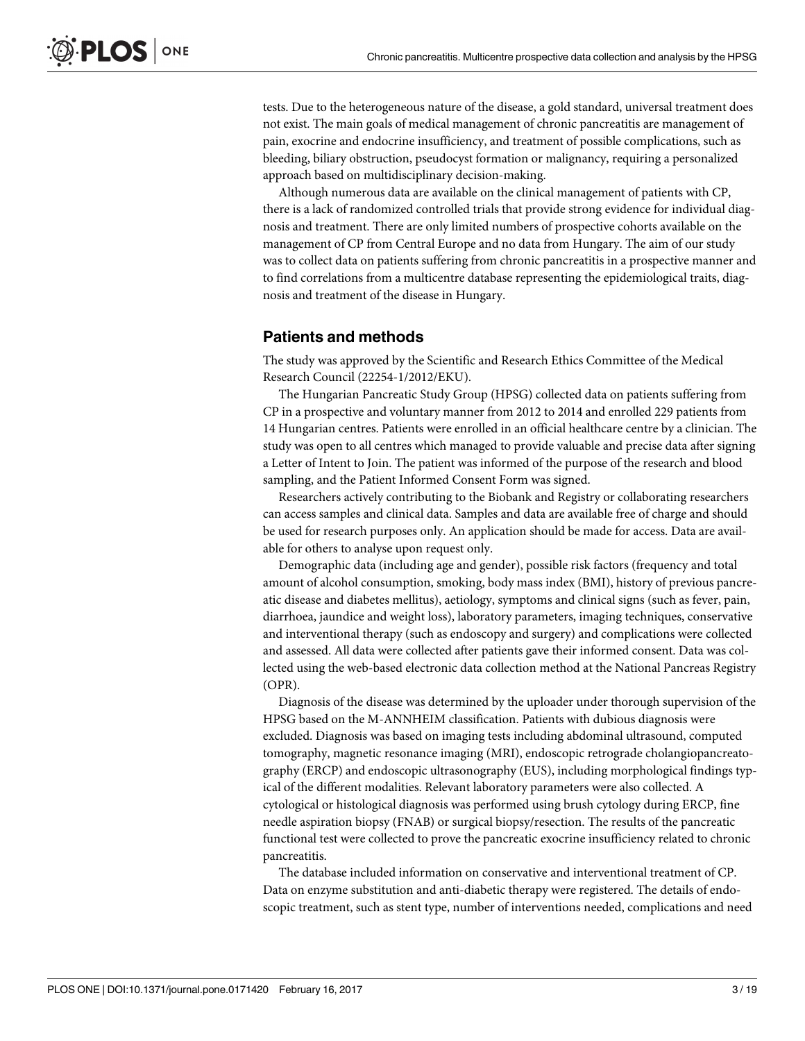tests. Due to the heterogeneous nature of the disease, a gold standard, universal treatment does not exist. The main goals of medical management of chronic pancreatitis are management of pain, exocrine and endocrine insufficiency, and treatment of possible complications, such as bleeding, biliary obstruction, pseudocyst formation or malignancy, requiring a personalized approach based on multidisciplinary decision-making.

Although numerous data are available on the clinical management of patients with CP, there is a lack of randomized controlled trials that provide strong evidence for individual diagnosis and treatment. There are only limited numbers of prospective cohorts available on the management of CP from Central Europe and no data from Hungary. The aim of our study was to collect data on patients suffering from chronic pancreatitis in a prospective manner and to find correlations from a multicentre database representing the epidemiological traits, diagnosis and treatment of the disease in Hungary.

## Patients and methods

The study was approved by the Scientific and Research Ethics Committee of the Medical Research Council (22254-1/2012/EKU).

The Hungarian Pancreatic Study Group (HPSG) collected data on patients suffering from CP in a prospective and voluntary manner from 2012 to 2014 and enrolled 229 patients from 14 Hungarian centres. Patients were enrolled in an official healthcare centre by a clinician. The study was open to all centres which managed to provide valuable and precise data after signing a Letter of Intent to Join. The patient was informed of the purpose of the research and blood sampling, and the Patient Informed Consent Form was signed.

Researchers actively contributing to the Biobank and Registry or collaborating researchers can access samples and clinical data. Samples and data are available free of charge and should be used for research purposes only. An application should be made for access. Data are available for others to analyse upon request only.

Demographic data (including age and gender), possible risk factors (frequency and total amount of alcohol consumption, smoking, body mass index (BMI), history of previous pancreatic disease and diabetes mellitus), aetiology, symptoms and clinical signs (such as fever, pain, diarrhoea, jaundice and weight loss), laboratory parameters, imaging techniques, conservative and interventional therapy (such as endoscopy and surgery) and complications were collected and assessed. All data were collected after patients gave their informed consent. Data was collected using the web-based electronic data collection method at the National Pancreas Registry (OPR).

Diagnosis of the disease was determined by the uploader under thorough supervision of the HPSG based on the M-ANNHEIM classification. Patients with dubious diagnosis were excluded. Diagnosis was based on imaging tests including abdominal ultrasound, computed tomography, magnetic resonance imaging (MRI), endoscopic retrograde cholangiopancreatography (ERCP) and endoscopic ultrasonography (EUS), including morphological findings typical of the different modalities. Relevant laboratory parameters were also collected. A cytological or histological diagnosis was performed using brush cytology during ERCP, fine needle aspiration biopsy (FNAB) or surgical biopsy/resection. The results of the pancreatic functional test were collected to prove the pancreatic exocrine insufficiency related to chronic pancreatitis.

The database included information on conservative and interventional treatment of CP. Data on enzyme substitution and anti-diabetic therapy were registered. The details of endoscopic treatment, such as stent type, number of interventions needed, complications and need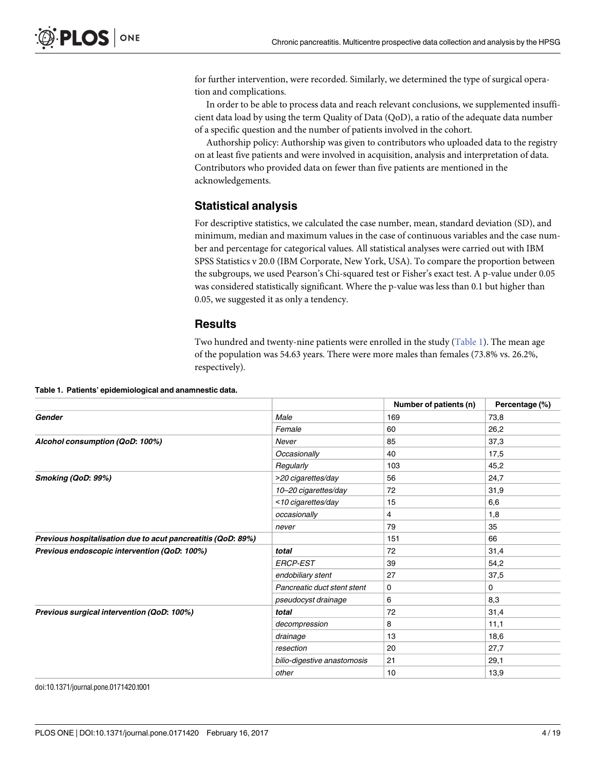for further intervention, were recorded. Similarly, we determined the type of surgical operation and complications.

In order to be able to process data and reach relevant conclusions, we supplemented insufficient data load by using the term Quality of Data (QoD), a ratio of the adequate data number of a specific question and the number of patients involved in the cohort.

Authorship policy: Authorship was given to contributors who uploaded data to the registry on at least five patients and were involved in acquisition, analysis and interpretation of data. Contributors who provided data on fewer than five patients are mentioned in the acknowledgements.

## Statistical analysis

For descriptive statistics, we calculated the case number, mean, standard deviation (SD), and minimum, median and maximum values in the case of continuous variables and the case number and percentage for categorical values. All statistical analyses were carried out with IBM SPSS Statistics v 20.0 (IBM Corporate, New York, USA). To compare the proportion between the subgroups, we used Pearson's Chi-squared test or Fisher's exact test. A p-value under 0.05 was considered statistically significant. Where the p-value was less than 0.1 but higher than 0.05, we suggested it as only a tendency.

## Results

Two hundred and twenty-nine patients were enrolled in the study (Table 1). The mean age of the population was 54.63 years. There were more males than females (73.8% vs. 26.2%, respectively).

**Table 1. Patients' epidemiological and anamnestic data.**

| | | Number of patients (n) | Percentage (%) |
|---|---|---|---|
| ***Gender*** | *Male* | 169 | 73,8 |
| | *Female* | 60 | 26,2 |
| ***Alcohol consumption (QoD: 100%)*** | *Never* | 85 | 37,3 |
| | *Occasionally* | 40 | 17,5 |
| | *Regularly* | 103 | 45,2 |
| ***Smoking (QoD: 99%)*** | *>20 cigarettes/day* | 56 | 24,7 |
| | *10–20 cigarettes/day* | 72 | 31,9 |
| | *<10 cigarettes/day* | 15 | 6,6 |
| | *occasionally* | 4 | 1,8 |
| | *never* | 79 | 35 |
| ***Previous hospitalisation due to acut pancreatitis (QoD: 89%)*** | | 151 | 66 |
| ***Previous endoscopic intervention (QoD: 100%)*** | ***total*** | 72 | 31,4 |
| | *ERCP-EST* | 39 | 54,2 |
| | *endobiliary stent* | 27 | 37,5 |
| | *Pancreatic duct stent stent* | 0 | 0 |
| | *pseudocyst drainage* | 6 | 8,3 |
| ***Previous surgical intervention (QoD: 100%)*** | ***total*** | 72 | 31,4 |
| | *decompression* | 8 | 11,1 |
| | *drainage* | 13 | 18,6 |
| | *resection* | 20 | 27,7 |
| | *bilio-digestive anastomosis* | 21 | 29,1 |
| | *other* | 10 | 13,9 |

doi:10.1371/journal.pone.0171420.t001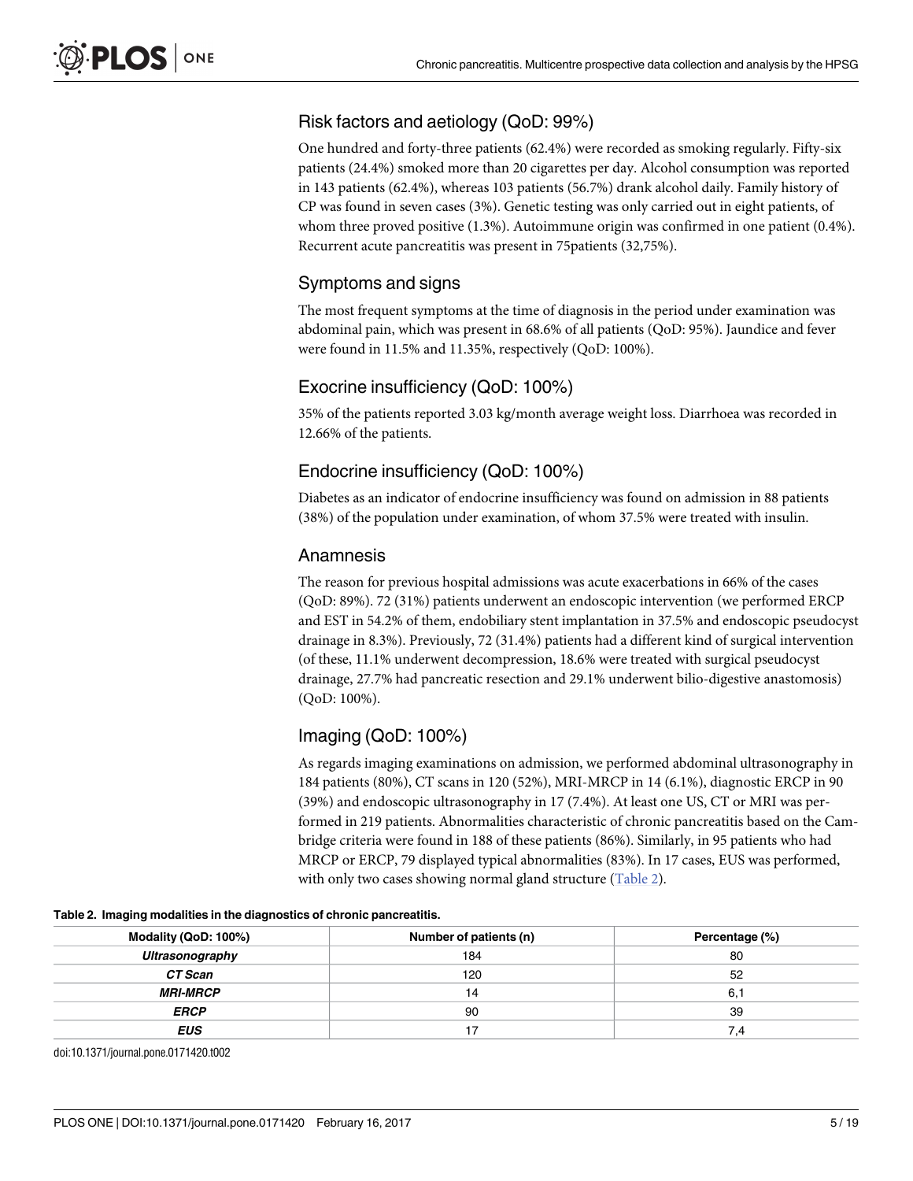## Risk factors and aetiology (QoD: 99%)

One hundred and forty-three patients (62.4%) were recorded as smoking regularly. Fifty-six patients (24.4%) smoked more than 20 cigarettes per day. Alcohol consumption was reported in 143 patients (62.4%), whereas 103 patients (56.7%) drank alcohol daily. Family history of CP was found in seven cases (3%). Genetic testing was only carried out in eight patients, of whom three proved positive (1.3%). Autoimmune origin was confirmed in one patient (0.4%). Recurrent acute pancreatitis was present in 75patients (32,75%).

## Symptoms and signs

The most frequent symptoms at the time of diagnosis in the period under examination was abdominal pain, which was present in 68.6% of all patients (QoD: 95%). Jaundice and fever were found in 11.5% and 11.35%, respectively (QoD: 100%).

## Exocrine insufficiency (QoD: 100%)

35% of the patients reported 3.03 kg/month average weight loss. Diarrhoea was recorded in 12.66% of the patients.

## Endocrine insufficiency (QoD: 100%)

Diabetes as an indicator of endocrine insufficiency was found on admission in 88 patients (38%) of the population under examination, of whom 37.5% were treated with insulin.

## Anamnesis

The reason for previous hospital admissions was acute exacerbations in 66% of the cases (QoD: 89%). 72 (31%) patients underwent an endoscopic intervention (we performed ERCP and EST in 54.2% of them, endobiliary stent implantation in 37.5% and endoscopic pseudocyst drainage in 8.3%). Previously, 72 (31.4%) patients had a different kind of surgical intervention (of these, 11.1% underwent decompression, 18.6% were treated with surgical pseudocyst drainage, 27.7% had pancreatic resection and 29.1% underwent bilio-digestive anastomosis) (QoD: 100%).

## Imaging (QoD: 100%)

As regards imaging examinations on admission, we performed abdominal ultrasonography in 184 patients (80%), CT scans in 120 (52%), MRI-MRCP in 14 (6.1%), diagnostic ERCP in 90 (39%) and endoscopic ultrasonography in 17 (7.4%). At least one US, CT or MRI was performed in 219 patients. Abnormalities characteristic of chronic pancreatitis based on the Cambridge criteria were found in 188 of these patients (86%). Similarly, in 95 patients who had MRCP or ERCP, 79 displayed typical abnormalities (83%). In 17 cases, EUS was performed, with only two cases showing normal gland structure (Table 2).

**Table 2. Imaging modalities in the diagnostics of chronic pancreatitis.**

| Modality (QoD: 100%) | Number of patients (n) | Percentage (%) |
|---|---|---|
| ***Ultrasonography*** | 184 | 80 |
| ***CT Scan*** | 120 | 52 |
| ***MRI-MRCP*** | 14 | 6,1 |
| ***ERCP*** | 90 | 39 |
| ***EUS*** | 17 | 7,4 |

doi:10.1371/journal.pone.0171420.t002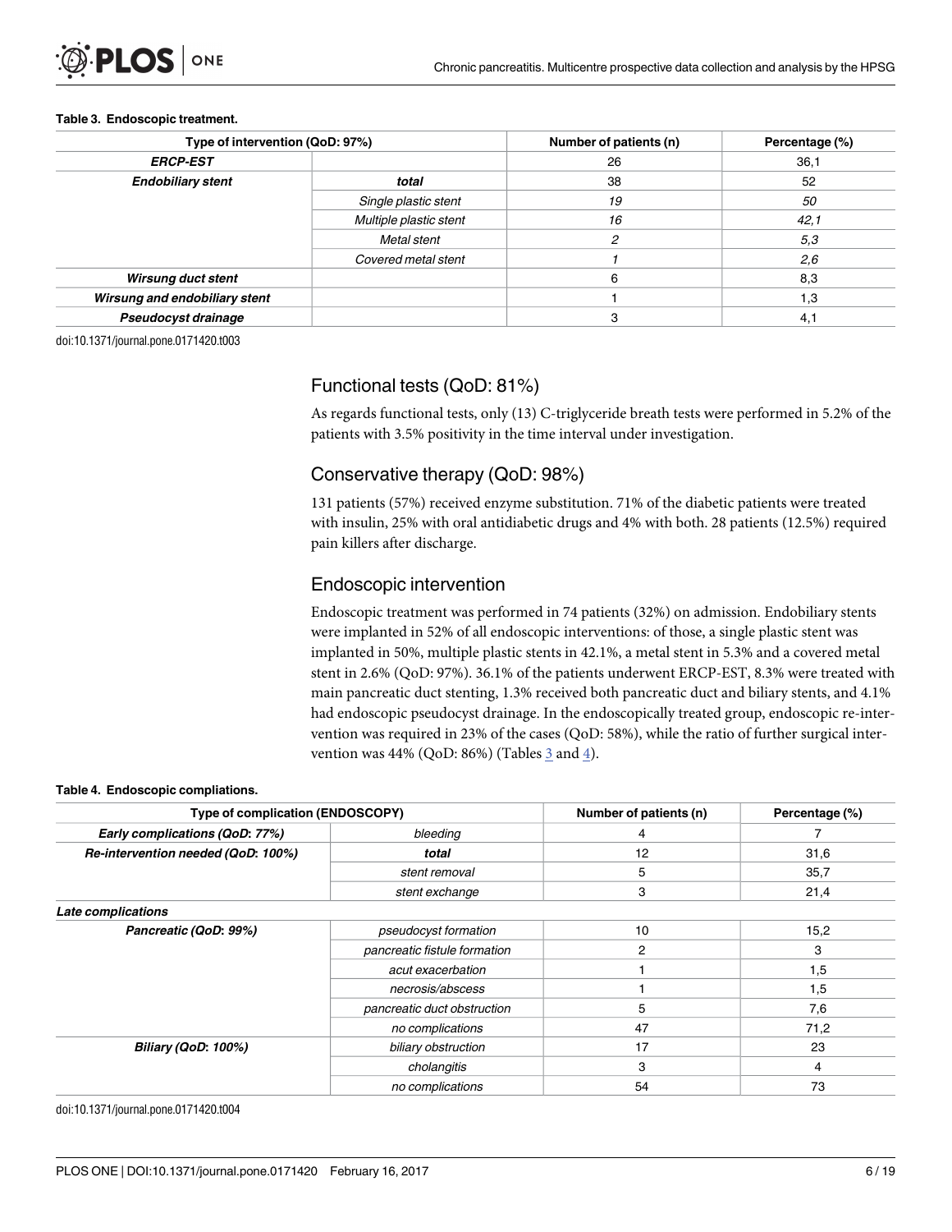**Table 3. Endoscopic treatment.**

| Type of intervention (QoD: 97%) | | Number of patients (n) | Percentage (%) |
|---|---|---|---|
| ***ERCP-EST*** | | 26 | 36,1 |
| ***Endobiliary stent*** | ***total*** | 38 | 52 |
| | *Single plastic stent* | *19* | *50* |
| | *Multiple plastic stent* | *16* | *42,1* |
| | *Metal stent* | *2* | *5,3* |
| | *Covered metal stent* | *1* | *2,6* |
| ***Wirsung duct stent*** | | 6 | 8,3 |
| ***Wirsung and endobiliary stent*** | | 1 | 1,3 |
| ***Pseudocyst drainage*** | | 3 | 4,1 |

doi:10.1371/journal.pone.0171420.t003

## Functional tests (QoD: 81%)

As regards functional tests, only (13) C-triglyceride breath tests were performed in 5.2% of the patients with 3.5% positivity in the time interval under investigation.

## Conservative therapy (QoD: 98%)

131 patients (57%) received enzyme substitution. 71% of the diabetic patients were treated with insulin, 25% with oral antidiabetic drugs and 4% with both. 28 patients (12.5%) required pain killers after discharge.

## Endoscopic intervention

Endoscopic treatment was performed in 74 patients (32%) on admission. Endobiliary stents were implanted in 52% of all endoscopic interventions: of those, a single plastic stent was implanted in 50%, multiple plastic stents in 42.1%, a metal stent in 5.3% and a covered metal stent in 2.6% (QoD: 97%). 36.1% of the patients underwent ERCP-EST, 8.3% were treated with main pancreatic duct stenting, 1.3% received both pancreatic duct and biliary stents, and 4.1% had endoscopic pseudocyst drainage. In the endoscopically treated group, endoscopic re-intervention was required in 23% of the cases (QoD: 58%), while the ratio of further surgical intervention was 44% (QoD: 86%) (Tables 3 and 4).

**Table 4. Endoscopic compliations.**

| Type of complication (ENDOSCOPY) | | Number of patients (n) | Percentage (%) |
|---|---|---|---|
| ***Early complications (QoD: 77%)*** | *bleeding* | 4 | 7 |
| ***Re-intervention needed (QoD: 100%)*** | ***total*** | 12 | 31,6 |
| | *stent removal* | 5 | 35,7 |
| | *stent exchange* | 3 | 21,4 |
| ***Late complications*** | | | |
| ***Pancreatic (QoD: 99%)*** | *pseudocyst formation* | 10 | 15,2 |
| | *pancreatic fistule formation* | 2 | 3 |
| | *acut exacerbation* | 1 | 1,5 |
| | *necrosis/abscess* | 1 | 1,5 |
| | *pancreatic duct obstruction* | 5 | 7,6 |
| | *no complications* | 47 | 71,2 |
| ***Biliary (QoD: 100%)*** | *biliary obstruction* | 17 | 23 |
| | *cholangitis* | 3 | 4 |
| | *no complications* | 54 | 73 |

doi:10.1371/journal.pone.0171420.t004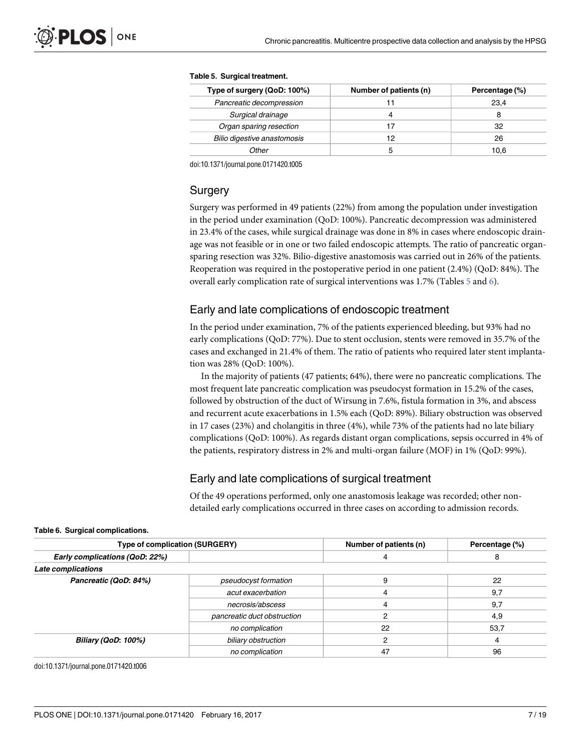**Table 5. Surgical treatment.**

| Type of surgery (QoD: 100%) | Number of patients (n) | Percentage (%) |
| --- | --- | --- |
| *Pancreatic decompression* | 11 | 23,4 |
| *Surgical drainage* | 4 | 8 |
| *Organ sparing resection* | 17 | 32 |
| *Bilio digestive anastomosis* | 12 | 26 |
| *Other* | 5 | 10,6 |

doi:10.1371/journal.pone.0171420.t005

## Surgery

Surgery was performed in 49 patients (22%) from among the population under investigation in the period under examination (QoD: 100%). Pancreatic decompression was administered in 23.4% of the cases, while surgical drainage was done in 8% in cases where endoscopic drainage was not feasible or in one or two failed endoscopic attempts. The ratio of pancreatic organ-sparing resection was 32%. Bilio-digestive anastomosis was carried out in 26% of the patients. Reoperation was required in the postoperative period in one patient (2.4%) (QoD: 84%). The overall early complication rate of surgical interventions was 1.7% (Tables 5 and 6).

## Early and late complications of endoscopic treatment

In the period under examination, 7% of the patients experienced bleeding, but 93% had no early complications (QoD: 77%). Due to stent occlusion, stents were removed in 35.7% of the cases and exchanged in 21.4% of them. The ratio of patients who required later stent implantation was 28% (QoD: 100%).

In the majority of patients (47 patients; 64%), there were no pancreatic complications. The most frequent late pancreatic complication was pseudocyst formation in 15.2% of the cases, followed by obstruction of the duct of Wirsung in 7.6%, fistula formation in 3%, and abscess and recurrent acute exacerbations in 1.5% each (QoD: 89%). Biliary obstruction was observed in 17 cases (23%) and cholangitis in three (4%), while 73% of the patients had no late biliary complications (QoD: 100%). As regards distant organ complications, sepsis occurred in 4% of the patients, respiratory distress in 2% and multi-organ failure (MOF) in 1% (QoD: 99%).

## Early and late complications of surgical treatment

Of the 49 operations performed, only one anastomosis leakage was recorded; other non-detailed early complications occurred in three cases on according to admission records.

**Table 6. Surgical complications.**

| Type of complication (SURGERY) | | Number of patients (n) | Percentage (%) |
| --- | --- | --- | --- |
| ***Early complications (QoD: 22%)*** | | 4 | 8 |
| ***Late complications*** | | | |
| ***Pancreatic (QoD: 84%)*** | *pseudocyst formation* | 9 | 22 |
| | *acut exacerbation* | 4 | 9,7 |
| | *necrosis/abscess* | 4 | 9,7 |
| | *pancreatic duct obstruction* | 2 | 4,9 |
| | *no complication* | 22 | 53,7 |
| ***Biliary (QoD: 100%)*** | *biliary obstruction* | 2 | 4 |
| | *no complication* | 47 | 96 |

doi:10.1371/journal.pone.0171420.t006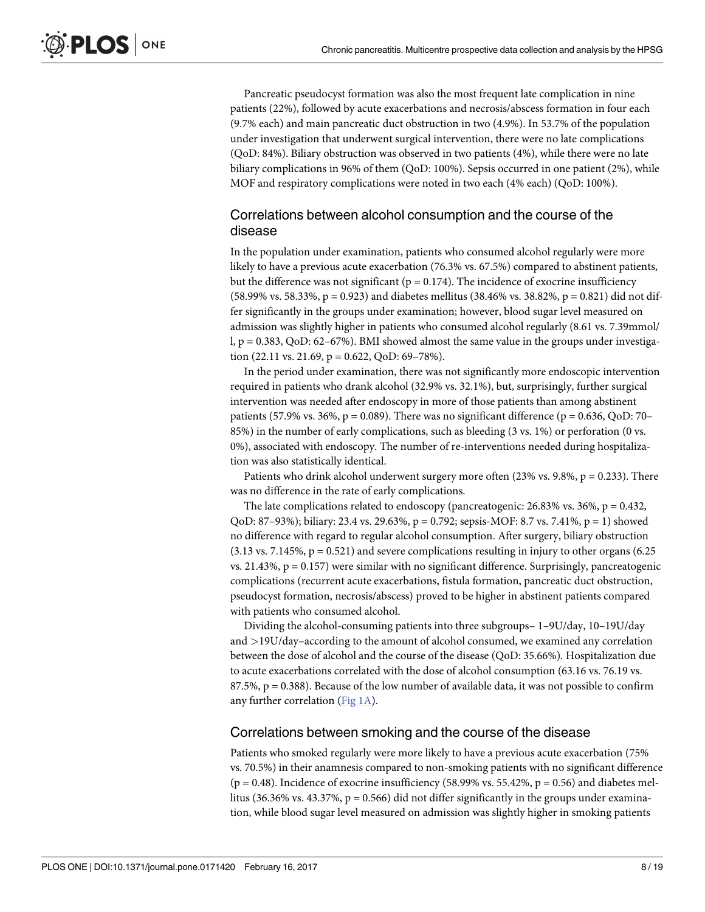Pancreatic pseudocyst formation was also the most frequent late complication in nine patients (22%), followed by acute exacerbations and necrosis/abscess formation in four each (9.7% each) and main pancreatic duct obstruction in two (4.9%). In 53.7% of the population under investigation that underwent surgical intervention, there were no late complications (QoD: 84%). Biliary obstruction was observed in two patients (4%), while there were no late biliary complications in 96% of them (QoD: 100%). Sepsis occurred in one patient (2%), while MOF and respiratory complications were noted in two each (4% each) (QoD: 100%).

## Correlations between alcohol consumption and the course of the disease

In the population under examination, patients who consumed alcohol regularly were more likely to have a previous acute exacerbation (76.3% vs. 67.5%) compared to abstinent patients, but the difference was not significant ($p = 0.174$). The incidence of exocrine insufficiency (58.99% vs. 58.33%, $p = 0.923$) and diabetes mellitus (38.46% vs. 38.82%, $p = 0.821$) did not differ significantly in the groups under examination; however, blood sugar level measured on admission was slightly higher in patients who consumed alcohol regularly (8.61 vs. 7.39mmol/l, $p = 0.383$, QoD: 62–67%). BMI showed almost the same value in the groups under investigation (22.11 vs. 21.69, $p = 0.622$, QoD: 69–78%).

In the period under examination, there was not significantly more endoscopic intervention required in patients who drank alcohol (32.9% vs. 32.1%), but, surprisingly, further surgical intervention was needed after endoscopy in more of those patients than among abstinent patients (57.9% vs. 36%, $p = 0.089$). There was no significant difference ($p = 0.636$, QoD: 70–85%) in the number of early complications, such as bleeding (3 vs. 1%) or perforation (0 vs. 0%), associated with endoscopy. The number of re-interventions needed during hospitalization was also statistically identical.

Patients who drink alcohol underwent surgery more often (23% vs. 9.8%, $p = 0.233$). There was no difference in the rate of early complications.

The late complications related to endoscopy (pancreatogenic: 26.83% vs. 36%, $p = 0.432$, QoD: 87–93%); biliary: 23.4 vs. 29.63%, $p = 0.792$; sepsis-MOF: 8.7 vs. 7.41%, $p = 1$) showed no difference with regard to regular alcohol consumption. After surgery, biliary obstruction (3.13 vs. 7.145%, $p = 0.521$) and severe complications resulting in injury to other organs (6.25 vs. 21.43%, $p = 0.157$) were similar with no significant difference. Surprisingly, pancreatogenic complications (recurrent acute exacerbations, fistula formation, pancreatic duct obstruction, pseudocyst formation, necrosis/abscess) proved to be higher in abstinent patients compared with patients who consumed alcohol.

Dividing the alcohol-consuming patients into three subgroups– 1–9U/day, 10–19U/day and >19U/day–according to the amount of alcohol consumed, we examined any correlation between the dose of alcohol and the course of the disease (QoD: 35.66%). Hospitalization due to acute exacerbations correlated with the dose of alcohol consumption (63.16 vs. 76.19 vs. 87.5%, $p = 0.388$). Because of the low number of available data, it was not possible to confirm any further correlation (Fig 1A).

## Correlations between smoking and the course of the disease

Patients who smoked regularly were more likely to have a previous acute exacerbation (75% vs. 70.5%) in their anamnesis compared to non-smoking patients with no significant difference ($p = 0.48$). Incidence of exocrine insufficiency (58.99% vs. 55.42%, $p = 0.56$) and diabetes mellitus (36.36% vs. 43.37%, $p = 0.566$) did not differ significantly in the groups under examination, while blood sugar level measured on admission was slightly higher in smoking patients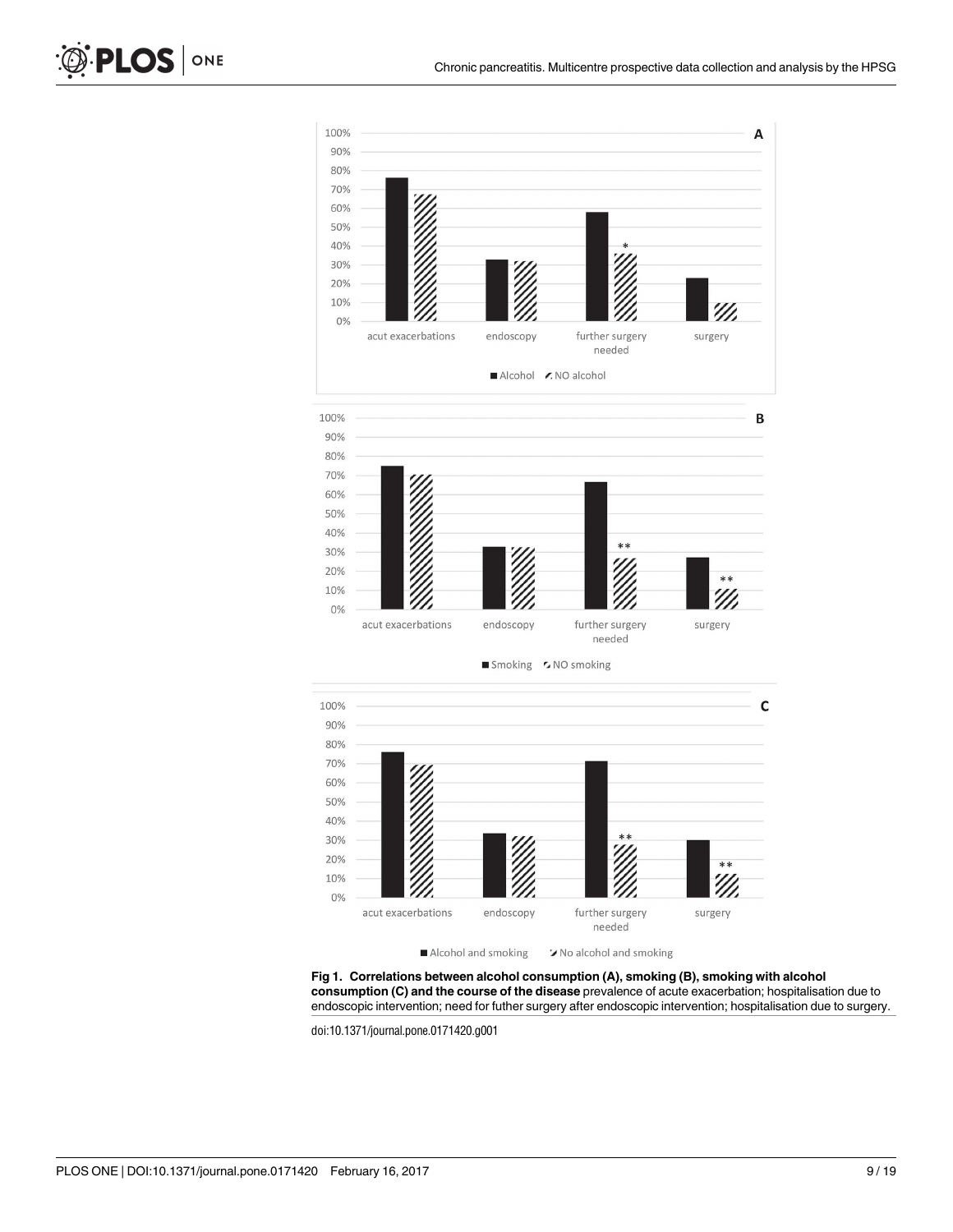**Fig 1. Correlations between alcohol consumption (A), smoking (B), smoking with alcohol consumption (C) and the course of the disease** prevalence of acute exacerbation; hospitalisation due to endoscopic intervention; need for futher surgery after endoscopic intervention; hospitalisation due to surgery.

doi:10.1371/journal.pone.0171420.g001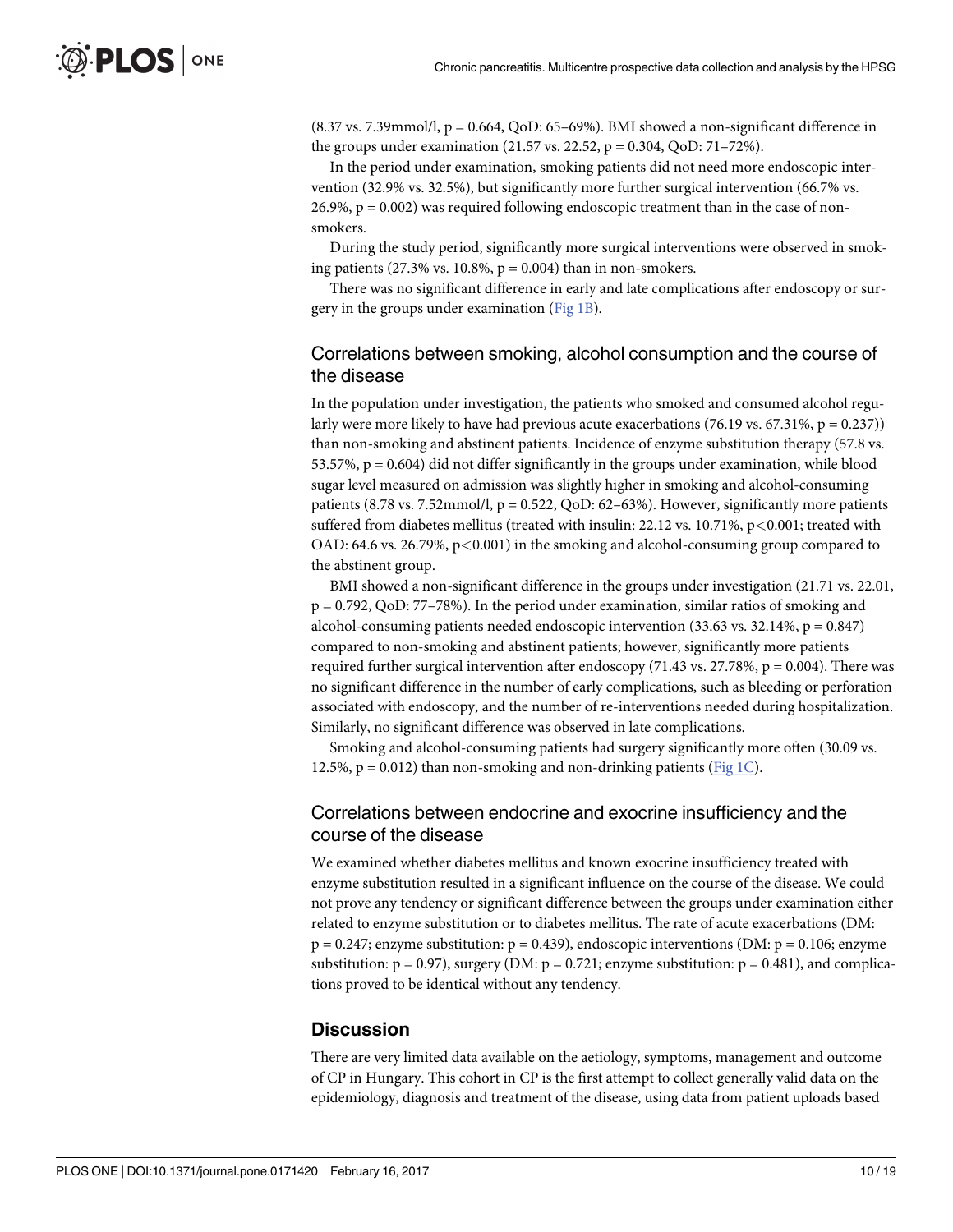(8.37 vs. 7.39mmol/l, $p = 0.664$, QoD: 65–69%). BMI showed a non-significant difference in the groups under examination (21.57 vs. 22.52, $p = 0.304$, QoD: 71–72%).

In the period under examination, smoking patients did not need more endoscopic intervention (32.9% vs. 32.5%), but significantly more further surgical intervention (66.7% vs. 26.9%, $p = 0.002$) was required following endoscopic treatment than in the case of non-smokers.

During the study period, significantly more surgical interventions were observed in smoking patients (27.3% vs. 10.8%, $p = 0.004$) than in non-smokers.

There was no significant difference in early and late complications after endoscopy or surgery in the groups under examination (Fig 1B).

## Correlations between smoking, alcohol consumption and the course of the disease

In the population under investigation, the patients who smoked and consumed alcohol regularly were more likely to have had previous acute exacerbations (76.19 vs. 67.31%, $p = 0.237$)) than non-smoking and abstinent patients. Incidence of enzyme substitution therapy (57.8 vs. 53.57%, $p = 0.604$) did not differ significantly in the groups under examination, while blood sugar level measured on admission was slightly higher in smoking and alcohol-consuming patients (8.78 vs. 7.52mmol/l, $p = 0.522$, QoD: 62–63%). However, significantly more patients suffered from diabetes mellitus (treated with insulin: 22.12 vs. 10.71%, $p<0.001$; treated with OAD: 64.6 vs. 26.79%, $p<0.001$) in the smoking and alcohol-consuming group compared to the abstinent group.

BMI showed a non-significant difference in the groups under investigation (21.71 vs. 22.01, $p = 0.792$, QoD: 77–78%). In the period under examination, similar ratios of smoking and alcohol-consuming patients needed endoscopic intervention (33.63 vs. 32.14%, $p = 0.847$) compared to non-smoking and abstinent patients; however, significantly more patients required further surgical intervention after endoscopy (71.43 vs. 27.78%, $p = 0.004$). There was no significant difference in the number of early complications, such as bleeding or perforation associated with endoscopy, and the number of re-interventions needed during hospitalization. Similarly, no significant difference was observed in late complications.

Smoking and alcohol-consuming patients had surgery significantly more often (30.09 vs. 12.5%, $p = 0.012$) than non-smoking and non-drinking patients (Fig 1C).

## Correlations between endocrine and exocrine insufficiency and the course of the disease

We examined whether diabetes mellitus and known exocrine insufficiency treated with enzyme substitution resulted in a significant influence on the course of the disease. We could not prove any tendency or significant difference between the groups under examination either related to enzyme substitution or to diabetes mellitus. The rate of acute exacerbations (DM: $p = 0.247$; enzyme substitution: $p = 0.439$), endoscopic interventions (DM: $p = 0.106$; enzyme substitution: $p = 0.97$), surgery (DM: $p = 0.721$; enzyme substitution: $p = 0.481$), and complications proved to be identical without any tendency.

# Discussion

There are very limited data available on the aetiology, symptoms, management and outcome of CP in Hungary. This cohort in CP is the first attempt to collect generally valid data on the epidemiology, diagnosis and treatment of the disease, using data from patient uploads based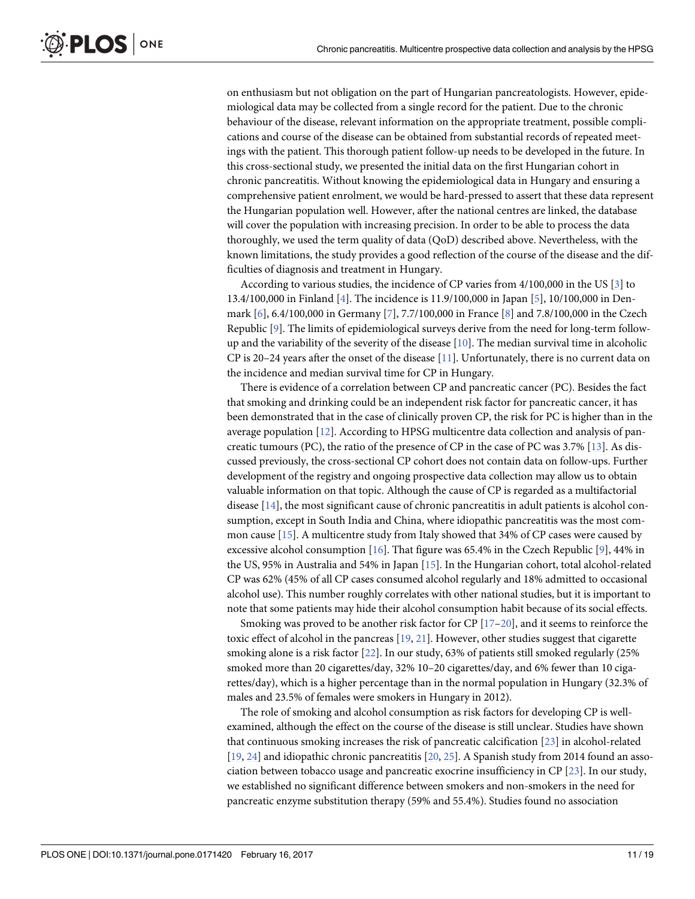on enthusiasm but not obligation on the part of Hungarian pancreatologists. However, epidemiological data may be collected from a single record for the patient. Due to the chronic behaviour of the disease, relevant information on the appropriate treatment, possible complications and course of the disease can be obtained from substantial records of repeated meetings with the patient. This thorough patient follow-up needs to be developed in the future. In this cross-sectional study, we presented the initial data on the first Hungarian cohort in chronic pancreatitis. Without knowing the epidemiological data in Hungary and ensuring a comprehensive patient enrolment, we would be hard-pressed to assert that these data represent the Hungarian population well. However, after the national centres are linked, the database will cover the population with increasing precision. In order to be able to process the data thoroughly, we used the term quality of data (QoD) described above. Nevertheless, with the known limitations, the study provides a good reflection of the course of the disease and the difficulties of diagnosis and treatment in Hungary.

According to various studies, the incidence of CP varies from 4/100,000 in the US [3] to 13.4/100,000 in Finland [4]. The incidence is 11.9/100,000 in Japan [5], 10/100,000 in Denmark [6], 6.4/100,000 in Germany [7], 7.7/100,000 in France [8] and 7.8/100,000 in the Czech Republic [9]. The limits of epidemiological surveys derive from the need for long-term follow-up and the variability of the severity of the disease [10]. The median survival time in alcoholic CP is 20–24 years after the onset of the disease [11]. Unfortunately, there is no current data on the incidence and median survival time for CP in Hungary.

There is evidence of a correlation between CP and pancreatic cancer (PC). Besides the fact that smoking and drinking could be an independent risk factor for pancreatic cancer, it has been demonstrated that in the case of clinically proven CP, the risk for PC is higher than in the average population [12]. According to HPSG multicentre data collection and analysis of pancreatic tumours (PC), the ratio of the presence of CP in the case of PC was 3.7% [13]. As discussed previously, the cross-sectional CP cohort does not contain data on follow-ups. Further development of the registry and ongoing prospective data collection may allow us to obtain valuable information on that topic. Although the cause of CP is regarded as a multifactorial disease [14], the most significant cause of chronic pancreatitis in adult patients is alcohol consumption, except in South India and China, where idiopathic pancreatitis was the most common cause [15]. A multicentre study from Italy showed that 34% of CP cases were caused by excessive alcohol consumption [16]. That figure was 65.4% in the Czech Republic [9], 44% in the US, 95% in Australia and 54% in Japan [15]. In the Hungarian cohort, total alcohol-related CP was 62% (45% of all CP cases consumed alcohol regularly and 18% admitted to occasional alcohol use). This number roughly correlates with other national studies, but it is important to note that some patients may hide their alcohol consumption habit because of its social effects.

Smoking was proved to be another risk factor for CP [17–20], and it seems to reinforce the toxic effect of alcohol in the pancreas [19, 21]. However, other studies suggest that cigarette smoking alone is a risk factor [22]. In our study, 63% of patients still smoked regularly (25% smoked more than 20 cigarettes/day, 32% 10–20 cigarettes/day, and 6% fewer than 10 cigarettes/day), which is a higher percentage than in the normal population in Hungary (32.3% of males and 23.5% of females were smokers in Hungary in 2012).

The role of smoking and alcohol consumption as risk factors for developing CP is well-examined, although the effect on the course of the disease is still unclear. Studies have shown that continuous smoking increases the risk of pancreatic calcification [23] in alcohol-related [19, 24] and idiopathic chronic pancreatitis [20, 25]. A Spanish study from 2014 found an association between tobacco usage and pancreatic exocrine insufficiency in CP [23]. In our study, we established no significant difference between smokers and non-smokers in the need for pancreatic enzyme substitution therapy (59% and 55.4%). Studies found no association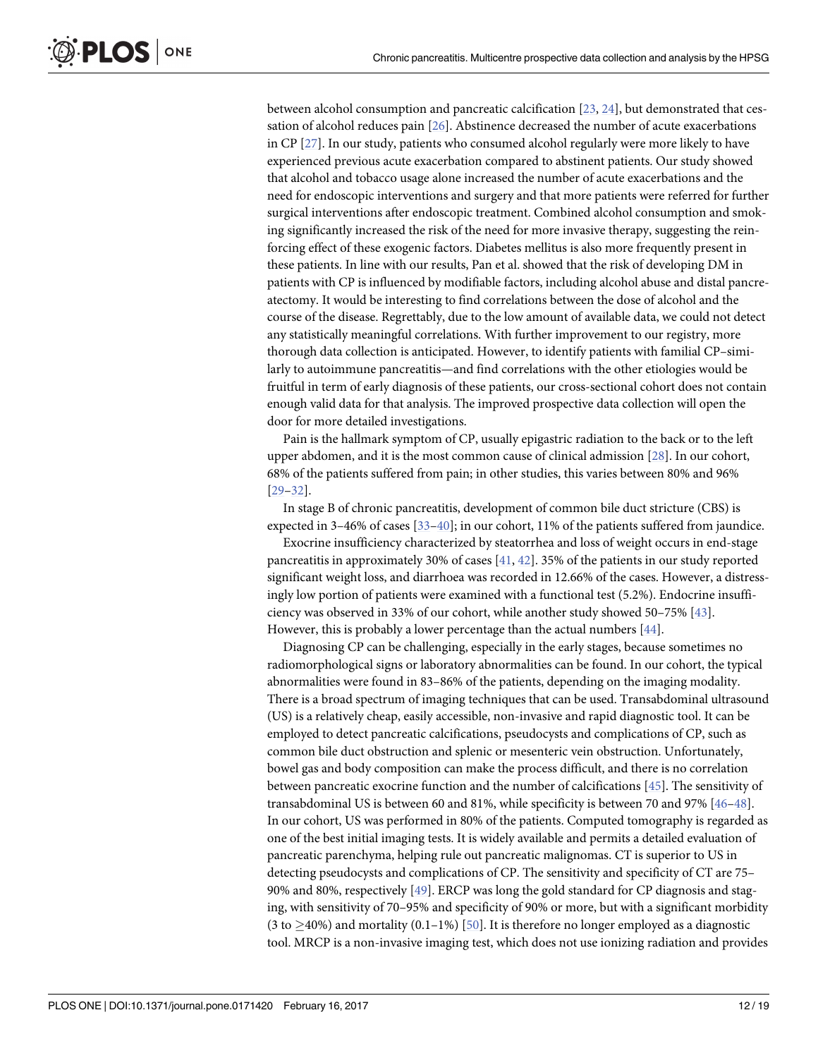between alcohol consumption and pancreatic calcification [23, 24], but demonstrated that cessation of alcohol reduces pain [26]. Abstinence decreased the number of acute exacerbations in CP [27]. In our study, patients who consumed alcohol regularly were more likely to have experienced previous acute exacerbation compared to abstinent patients. Our study showed that alcohol and tobacco usage alone increased the number of acute exacerbations and the need for endoscopic interventions and surgery and that more patients were referred for further surgical interventions after endoscopic treatment. Combined alcohol consumption and smoking significantly increased the risk of the need for more invasive therapy, suggesting the reinforcing effect of these exogenic factors. Diabetes mellitus is also more frequently present in these patients. In line with our results, Pan et al. showed that the risk of developing DM in patients with CP is influenced by modifiable factors, including alcohol abuse and distal pancreatectomy. It would be interesting to find correlations between the dose of alcohol and the course of the disease. Regrettably, due to the low amount of available data, we could not detect any statistically meaningful correlations. With further improvement to our registry, more thorough data collection is anticipated. However, to identify patients with familial CP–similarly to autoimmune pancreatitis—and find correlations with the other etiologies would be fruitful in term of early diagnosis of these patients, our cross-sectional cohort does not contain enough valid data for that analysis. The improved prospective data collection will open the door for more detailed investigations.

Pain is the hallmark symptom of CP, usually epigastric radiation to the back or to the left upper abdomen, and it is the most common cause of clinical admission [28]. In our cohort, 68% of the patients suffered from pain; in other studies, this varies between 80% and 96% [29–32].

In stage B of chronic pancreatitis, development of common bile duct stricture (CBS) is expected in 3–46% of cases [33–40]; in our cohort, 11% of the patients suffered from jaundice.

Exocrine insufficiency characterized by steatorrhea and loss of weight occurs in end-stage pancreatitis in approximately 30% of cases [41, 42]. 35% of the patients in our study reported significant weight loss, and diarrhoea was recorded in 12.66% of the cases. However, a distressingly low portion of patients were examined with a functional test (5.2%). Endocrine insufficiency was observed in 33% of our cohort, while another study showed 50–75% [43]. However, this is probably a lower percentage than the actual numbers [44].

Diagnosing CP can be challenging, especially in the early stages, because sometimes no radiomorphological signs or laboratory abnormalities can be found. In our cohort, the typical abnormalities were found in 83–86% of the patients, depending on the imaging modality. There is a broad spectrum of imaging techniques that can be used. Transabdominal ultrasound (US) is a relatively cheap, easily accessible, non-invasive and rapid diagnostic tool. It can be employed to detect pancreatic calcifications, pseudocysts and complications of CP, such as common bile duct obstruction and splenic or mesenteric vein obstruction. Unfortunately, bowel gas and body composition can make the process difficult, and there is no correlation between pancreatic exocrine function and the number of calcifications [45]. The sensitivity of transabdominal US is between 60 and 81%, while specificity is between 70 and 97% [46–48]. In our cohort, US was performed in 80% of the patients. Computed tomography is regarded as one of the best initial imaging tests. It is widely available and permits a detailed evaluation of pancreatic parenchyma, helping rule out pancreatic malignomas. CT is superior to US in detecting pseudocysts and complications of CP. The sensitivity and specificity of CT are 75–90% and 80%, respectively [49]. ERCP was long the gold standard for CP diagnosis and staging, with sensitivity of 70–95% and specificity of 90% or more, but with a significant morbidity (3 to $\geq$40%) and mortality (0.1–1%) [50]. It is therefore no longer employed as a diagnostic tool. MRCP is a non-invasive imaging test, which does not use ionizing radiation and provides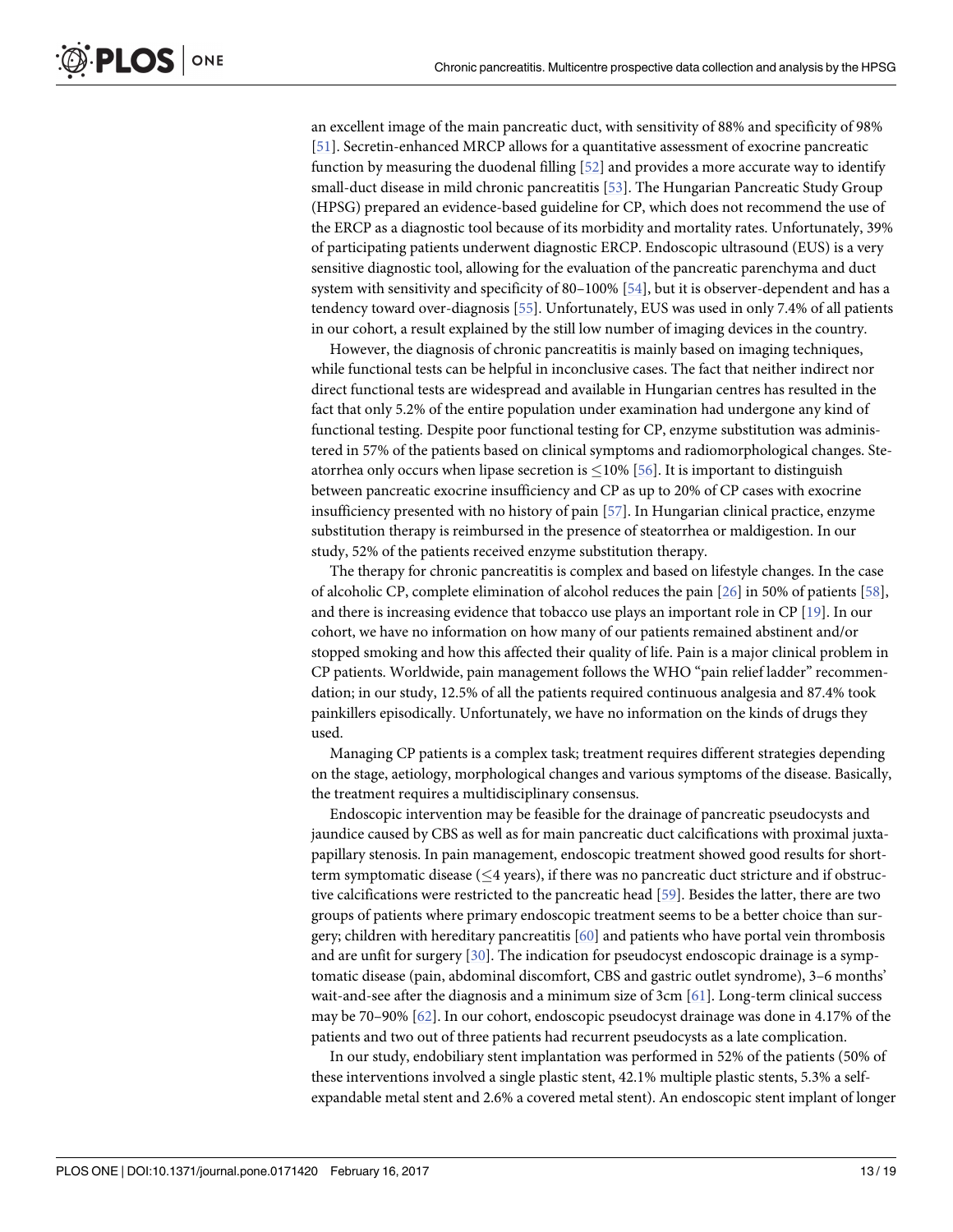an excellent image of the main pancreatic duct, with sensitivity of 88% and specificity of 98% [51]. Secretin-enhanced MRCP allows for a quantitative assessment of exocrine pancreatic function by measuring the duodenal filling [52] and provides a more accurate way to identify small-duct disease in mild chronic pancreatitis [53]. The Hungarian Pancreatic Study Group (HPSG) prepared an evidence-based guideline for CP, which does not recommend the use of the ERCP as a diagnostic tool because of its morbidity and mortality rates. Unfortunately, 39% of participating patients underwent diagnostic ERCP. Endoscopic ultrasound (EUS) is a very sensitive diagnostic tool, allowing for the evaluation of the pancreatic parenchyma and duct system with sensitivity and specificity of 80–100% [54], but it is observer-dependent and has a tendency toward over-diagnosis [55]. Unfortunately, EUS was used in only 7.4% of all patients in our cohort, a result explained by the still low number of imaging devices in the country.

However, the diagnosis of chronic pancreatitis is mainly based on imaging techniques, while functional tests can be helpful in inconclusive cases. The fact that neither indirect nor direct functional tests are widespread and available in Hungarian centres has resulted in the fact that only 5.2% of the entire population under examination had undergone any kind of functional testing. Despite poor functional testing for CP, enzyme substitution was administered in 57% of the patients based on clinical symptoms and radiomorphological changes. Steatorrhea only occurs when lipase secretion is $\leq$10% [56]. It is important to distinguish between pancreatic exocrine insufficiency and CP as up to 20% of CP cases with exocrine insufficiency presented with no history of pain [57]. In Hungarian clinical practice, enzyme substitution therapy is reimbursed in the presence of steatorrhea or maldigestion. In our study, 52% of the patients received enzyme substitution therapy.

The therapy for chronic pancreatitis is complex and based on lifestyle changes. In the case of alcoholic CP, complete elimination of alcohol reduces the pain [26] in 50% of patients [58], and there is increasing evidence that tobacco use plays an important role in CP [19]. In our cohort, we have no information on how many of our patients remained abstinent and/or stopped smoking and how this affected their quality of life. Pain is a major clinical problem in CP patients. Worldwide, pain management follows the WHO "pain relief ladder" recommendation; in our study, 12.5% of all the patients required continuous analgesia and 87.4% took painkillers episodically. Unfortunately, we have no information on the kinds of drugs they used.

Managing CP patients is a complex task; treatment requires different strategies depending on the stage, aetiology, morphological changes and various symptoms of the disease. Basically, the treatment requires a multidisciplinary consensus.

Endoscopic intervention may be feasible for the drainage of pancreatic pseudocysts and jaundice caused by CBS as well as for main pancreatic duct calcifications with proximal juxtapapillary stenosis. In pain management, endoscopic treatment showed good results for short-term symptomatic disease ($\leq$4 years), if there was no pancreatic duct stricture and if obstructive calcifications were restricted to the pancreatic head [59]. Besides the latter, there are two groups of patients where primary endoscopic treatment seems to be a better choice than surgery; children with hereditary pancreatitis [60] and patients who have portal vein thrombosis and are unfit for surgery [30]. The indication for pseudocyst endoscopic drainage is a symptomatic disease (pain, abdominal discomfort, CBS and gastric outlet syndrome), 3–6 months' wait-and-see after the diagnosis and a minimum size of 3cm [61]. Long-term clinical success may be 70–90% [62]. In our cohort, endoscopic pseudocyst drainage was done in 4.17% of the patients and two out of three patients had recurrent pseudocysts as a late complication.

In our study, endobiliary stent implantation was performed in 52% of the patients (50% of these interventions involved a single plastic stent, 42.1% multiple plastic stents, 5.3% a self-expandable metal stent and 2.6% a covered metal stent). An endoscopic stent implant of longer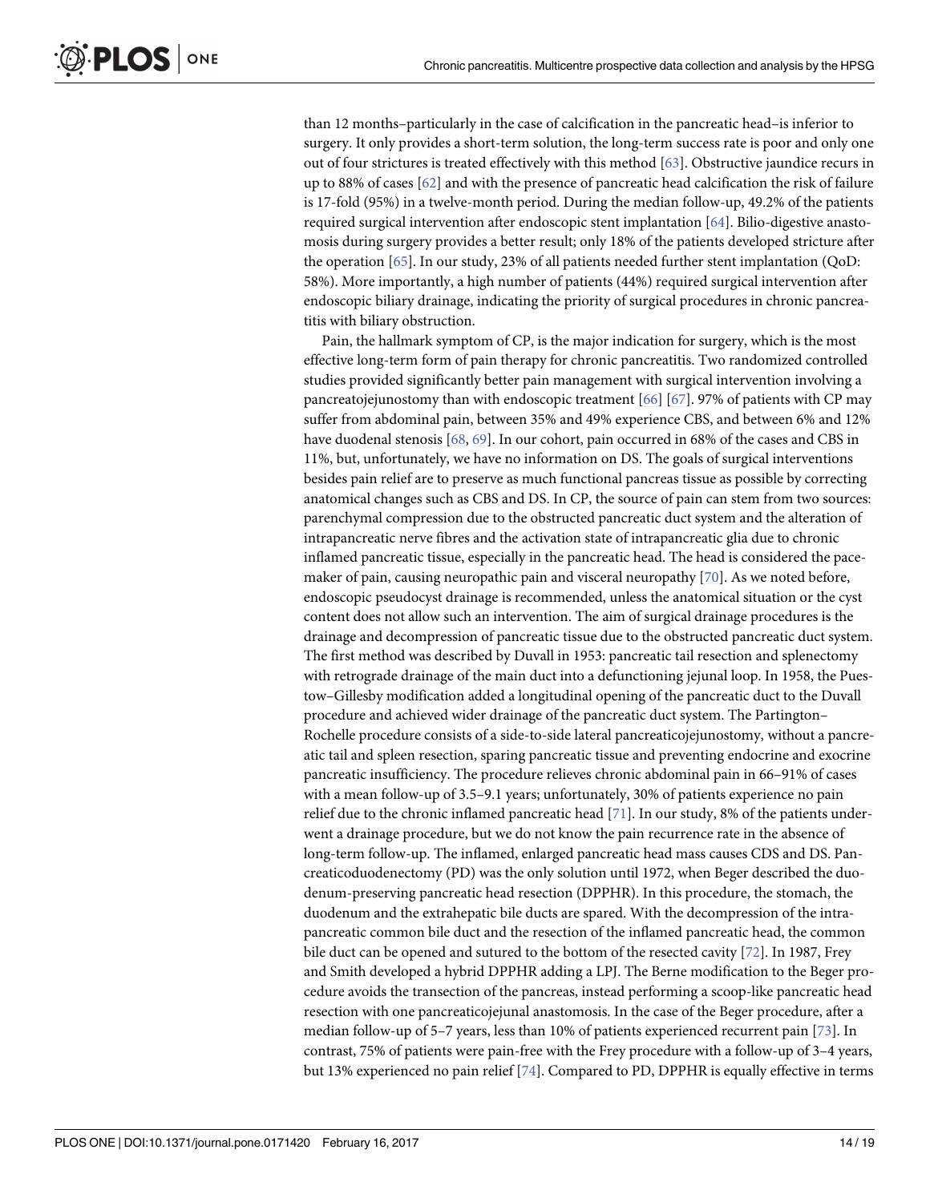than 12 months–particularly in the case of calcification in the pancreatic head–is inferior to surgery. It only provides a short-term solution, the long-term success rate is poor and only one out of four strictures is treated effectively with this method [63]. Obstructive jaundice recurs in up to 88% of cases [62] and with the presence of pancreatic head calcification the risk of failure is 17-fold (95%) in a twelve-month period. During the median follow-up, 49.2% of the patients required surgical intervention after endoscopic stent implantation [64]. Bilio-digestive anastomosis during surgery provides a better result; only 18% of the patients developed stricture after the operation [65]. In our study, 23% of all patients needed further stent implantation (QoD: 58%). More importantly, a high number of patients (44%) required surgical intervention after endoscopic biliary drainage, indicating the priority of surgical procedures in chronic pancreatitis with biliary obstruction.

Pain, the hallmark symptom of CP, is the major indication for surgery, which is the most effective long-term form of pain therapy for chronic pancreatitis. Two randomized controlled studies provided significantly better pain management with surgical intervention involving a pancreatojejunostomy than with endoscopic treatment [66] [67]. 97% of patients with CP may suffer from abdominal pain, between 35% and 49% experience CBS, and between 6% and 12% have duodenal stenosis [68, 69]. In our cohort, pain occurred in 68% of the cases and CBS in 11%, but, unfortunately, we have no information on DS. The goals of surgical interventions besides pain relief are to preserve as much functional pancreas tissue as possible by correcting anatomical changes such as CBS and DS. In CP, the source of pain can stem from two sources: parenchymal compression due to the obstructed pancreatic duct system and the alteration of intrapancreatic nerve fibres and the activation state of intrapancreatic glia due to chronic inflamed pancreatic tissue, especially in the pancreatic head. The head is considered the pacemaker of pain, causing neuropathic pain and visceral neuropathy [70]. As we noted before, endoscopic pseudocyst drainage is recommended, unless the anatomical situation or the cyst content does not allow such an intervention. The aim of surgical drainage procedures is the drainage and decompression of pancreatic tissue due to the obstructed pancreatic duct system. The first method was described by Duvall in 1953: pancreatic tail resection and splenectomy with retrograde drainage of the main duct into a defunctioning jejunal loop. In 1958, the Puestow–Gillesby modification added a longitudinal opening of the pancreatic duct to the Duvall procedure and achieved wider drainage of the pancreatic duct system. The Partington–Rochelle procedure consists of a side-to-side lateral pancreaticojejunostomy, without a pancreatic tail and spleen resection, sparing pancreatic tissue and preventing endocrine and exocrine pancreatic insufficiency. The procedure relieves chronic abdominal pain in 66–91% of cases with a mean follow-up of 3.5–9.1 years; unfortunately, 30% of patients experience no pain relief due to the chronic inflamed pancreatic head [71]. In our study, 8% of the patients underwent a drainage procedure, but we do not know the pain recurrence rate in the absence of long-term follow-up. The inflamed, enlarged pancreatic head mass causes CDS and DS. Pancreaticoduodenectomy (PD) was the only solution until 1972, when Beger described the duodenum-preserving pancreatic head resection (DPPHR). In this procedure, the stomach, the duodenum and the extrahepatic bile ducts are spared. With the decompression of the intrapancreatic common bile duct and the resection of the inflamed pancreatic head, the common bile duct can be opened and sutured to the bottom of the resected cavity [72]. In 1987, Frey and Smith developed a hybrid DPPHR adding a LPJ. The Berne modification to the Beger procedure avoids the transection of the pancreas, instead performing a scoop-like pancreatic head resection with one pancreaticojejunal anastomosis. In the case of the Beger procedure, after a median follow-up of 5–7 years, less than 10% of patients experienced recurrent pain [73]. In contrast, 75% of patients were pain-free with the Frey procedure with a follow-up of 3–4 years, but 13% experienced no pain relief [74]. Compared to PD, DPPHR is equally effective in terms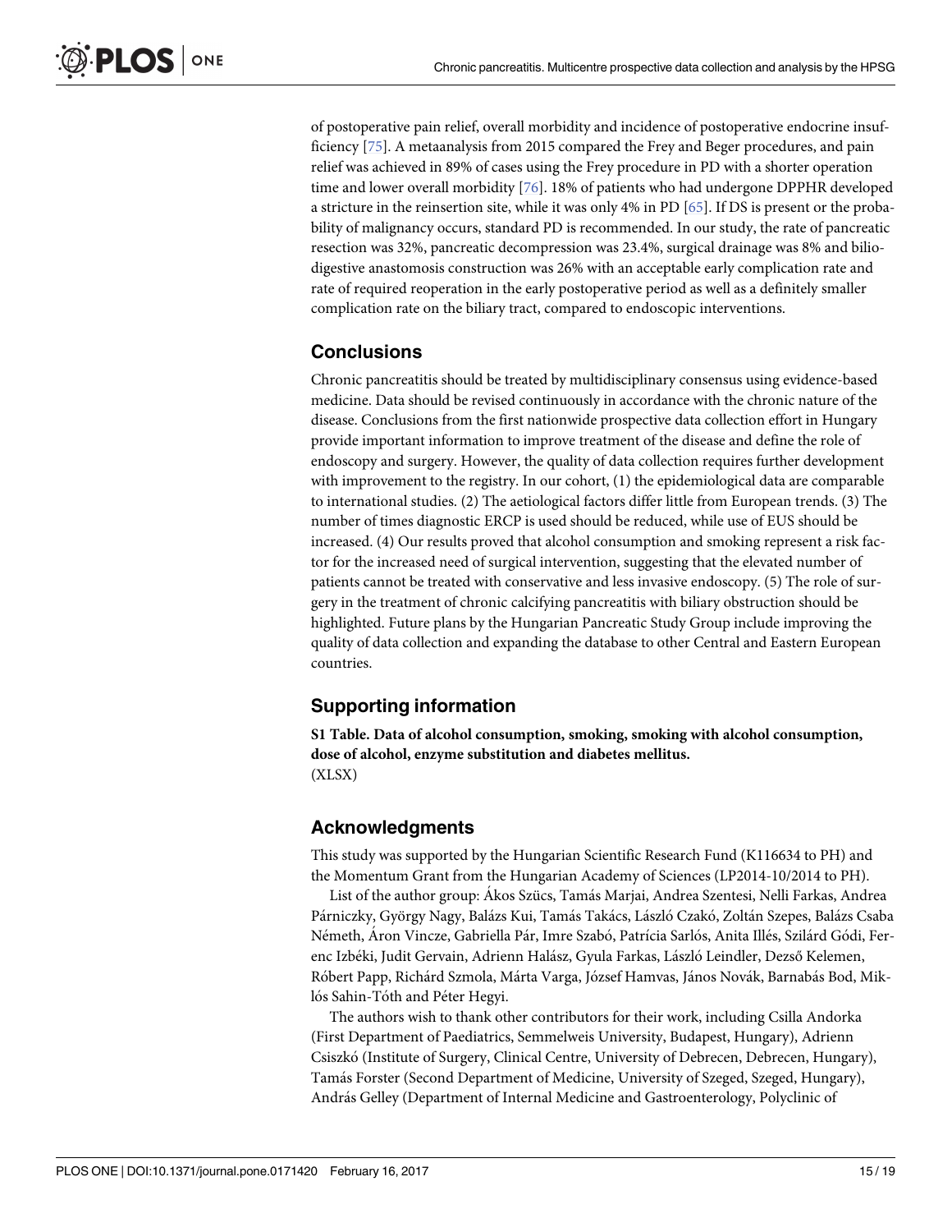of postoperative pain relief, overall morbidity and incidence of postoperative endocrine insufficiency [75]. A metaanalysis from 2015 compared the Frey and Beger procedures, and pain relief was achieved in 89% of cases using the Frey procedure in PD with a shorter operation time and lower overall morbidity [76]. 18% of patients who had undergone DPPHR developed a stricture in the reinsertion site, while it was only 4% in PD [65]. If DS is present or the probability of malignancy occurs, standard PD is recommended. In our study, the rate of pancreatic resection was 32%, pancreatic decompression was 23.4%, surgical drainage was 8% and biliodigestive anastomosis construction was 26% with an acceptable early complication rate and rate of required reoperation in the early postoperative period as well as a definitely smaller complication rate on the biliary tract, compared to endoscopic interventions.

## Conclusions

Chronic pancreatitis should be treated by multidisciplinary consensus using evidence-based medicine. Data should be revised continuously in accordance with the chronic nature of the disease. Conclusions from the first nationwide prospective data collection effort in Hungary provide important information to improve treatment of the disease and define the role of endoscopy and surgery. However, the quality of data collection requires further development with improvement to the registry. In our cohort, (1) the epidemiological data are comparable to international studies. (2) The aetiological factors differ little from European trends. (3) The number of times diagnostic ERCP is used should be reduced, while use of EUS should be increased. (4) Our results proved that alcohol consumption and smoking represent a risk factor for the increased need of surgical intervention, suggesting that the elevated number of patients cannot be treated with conservative and less invasive endoscopy. (5) The role of surgery in the treatment of chronic calcifying pancreatitis with biliary obstruction should be highlighted. Future plans by the Hungarian Pancreatic Study Group include improving the quality of data collection and expanding the database to other Central and Eastern European countries.

## Supporting information

**S1 Table. Data of alcohol consumption, smoking, smoking with alcohol consumption, dose of alcohol, enzyme substitution and diabetes mellitus.**
(XLSX)

## Acknowledgments

This study was supported by the Hungarian Scientific Research Fund (K116634 to PH) and the Momentum Grant from the Hungarian Academy of Sciences (LP2014-10/2014 to PH).

List of the author group: Ákos Szücs, Tamás Marjai, Andrea Szentesi, Nelli Farkas, Andrea Párniczky, György Nagy, Balázs Kui, Tamás Takács, László Czakó, Zoltán Szepes, Balázs Csaba Németh, Áron Vincze, Gabriella Pár, Imre Szabó, Patrícia Sarlós, Anita Illés, Szilárd Gódi, Ferenc Izbéki, Judit Gervain, Adrienn Halász, Gyula Farkas, László Leindler, Dezső Kelemen, Róbert Papp, Richárd Szmola, Márta Varga, József Hamvas, János Novák, Barnabás Bod, Miklós Sahin-Tóth and Péter Hegyi.

The authors wish to thank other contributors for their work, including Csilla Andorka (First Department of Paediatrics, Semmelweis University, Budapest, Hungary), Adrienn Csiszkó (Institute of Surgery, Clinical Centre, University of Debrecen, Debrecen, Hungary), Tamás Forster (Second Department of Medicine, University of Szeged, Szeged, Hungary), András Gelley (Department of Internal Medicine and Gastroenterology, Polyclinic of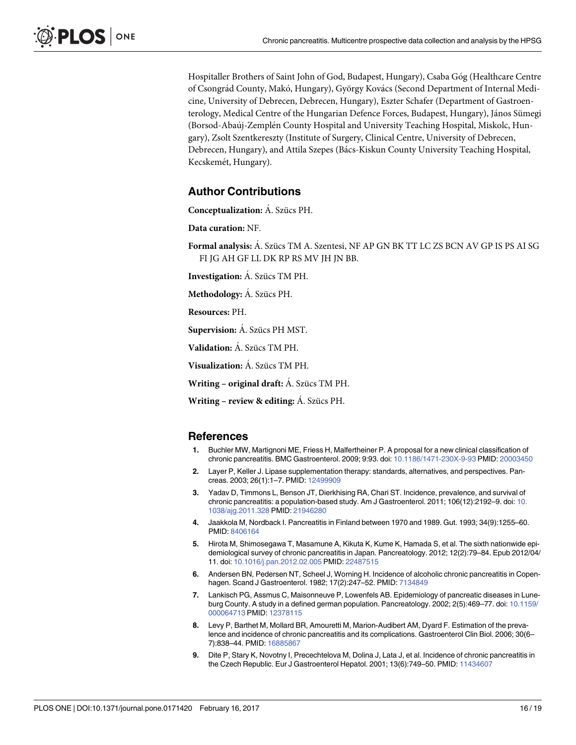Hospitaller Brothers of Saint John of God, Budapest, Hungary), Csaba Góg (Healthcare Centre of Csongrád County, Makó, Hungary), György Kovács (Second Department of Internal Medicine, University of Debrecen, Debrecen, Hungary), Eszter Schafer (Department of Gastroenterology, Medical Centre of the Hungarian Defence Forces, Budapest, Hungary), János Sümegi (Borsod-Abaúj-Zemplén County Hospital and University Teaching Hospital, Miskolc, Hungary), Zsolt Szentkereszty (Institute of Surgery, Clinical Centre, University of Debrecen, Debrecen, Hungary), and Attila Szepes (Bács-Kiskun County University Teaching Hospital, Kecskemét, Hungary).

## Author Contributions

**Conceptualization:** Á. Szücs PH.

**Data curation:** NF.

**Formal analysis:** Á. Szücs TM A. Szentesi, NF AP GN BK TT LC ZS BCN AV GP IS PS AI SG FI JG AH GF LL DK RP RS MV JH JN BB.

**Investigation:** Á. Szücs TM PH.

**Methodology:** Á. Szücs PH.

**Resources:** PH.

**Supervision:** Á. Szücs PH MST.

**Validation:** Á. Szücs TM PH.

**Visualization:** Á. Szücs TM PH.

**Writing – original draft:** Á. Szücs TM PH.

**Writing – review & editing:** Á. Szücs PH.

## References

1. Buchler MW, Martignoni ME, Friess H, Malfertheiner P. A proposal for a new clinical classification of chronic pancreatitis. BMC Gastroenterol. 2009; 9:93. doi: 10.1186/1471-230X-9-93 PMID: 20003450
2. Layer P, Keller J. Lipase supplementation therapy: standards, alternatives, and perspectives. Pancreas. 2003; 26(1):1–7. PMID: 12499909
3. Yadav D, Timmons L, Benson JT, Dierkhising RA, Chari ST. Incidence, prevalence, and survival of chronic pancreatitis: a population-based study. Am J Gastroenterol. 2011; 106(12):2192–9. doi: 10.1038/ajg.2011.328 PMID: 21946280
4. Jaakkola M, Nordback I. Pancreatitis in Finland between 1970 and 1989. Gut. 1993; 34(9):1255–60. PMID: 8406164
5. Hirota M, Shimosegawa T, Masamune A, Kikuta K, Kume K, Hamada S, et al. The sixth nationwide epidemiological survey of chronic pancreatitis in Japan. Pancreatology. 2012; 12(2):79–84. Epub 2012/04/11. doi: 10.1016/j.pan.2012.02.005 PMID: 22487515
6. Andersen BN, Pedersen NT, Scheel J, Worning H. Incidence of alcoholic chronic pancreatitis in Copenhagen. Scand J Gastroenterol. 1982; 17(2):247–52. PMID: 7134849
7. Lankisch PG, Assmus C, Maisonneuve P, Lowenfels AB. Epidemiology of pancreatic diseases in Luneburg County. A study in a defined german population. Pancreatology. 2002; 2(5):469–77. doi: 10.1159/000064713 PMID: 12378115
8. Levy P, Barthet M, Mollard BR, Amouretti M, Marion-Audibert AM, Dyard F. Estimation of the prevalence and incidence of chronic pancreatitis and its complications. Gastroenterol Clin Biol. 2006; 30(6–7):838–44. PMID: 16885867
9. Dite P, Stary K, Novotny I, Precechtelova M, Dolina J, Lata J, et al. Incidence of chronic pancreatitis in the Czech Republic. Eur J Gastroenterol Hepatol. 2001; 13(6):749–50. PMID: 11434607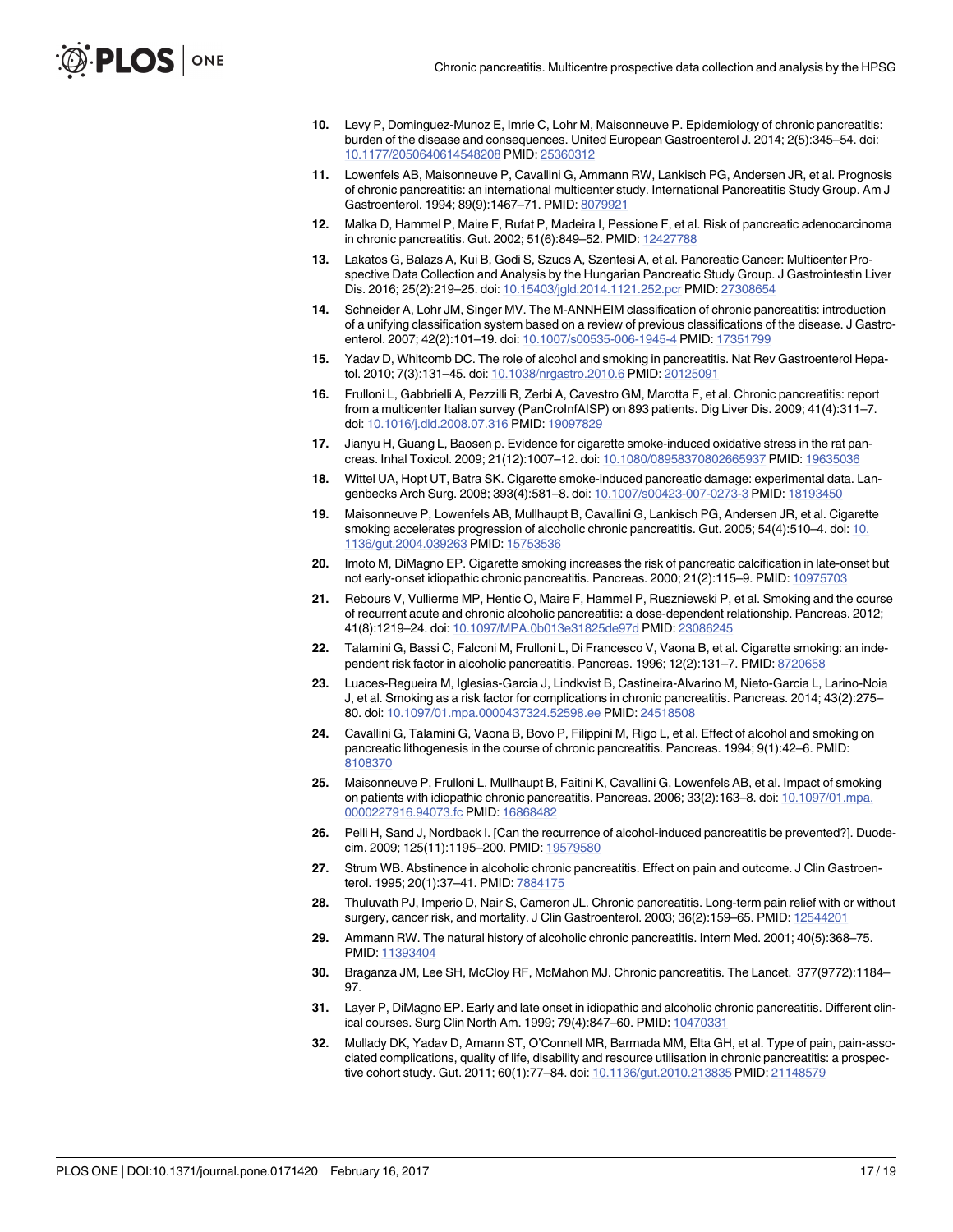10. Levy P, Dominguez-Munoz E, Imrie C, Lohr M, Maisonneuve P. Epidemiology of chronic pancreatitis: burden of the disease and consequences. United European Gastroenterol J. 2014; 2(5):345–54. doi: 10.1177/2050640614548208 PMID: 25360312
11. Lowenfels AB, Maisonneuve P, Cavallini G, Ammann RW, Lankisch PG, Andersen JR, et al. Prognosis of chronic pancreatitis: an international multicenter study. International Pancreatitis Study Group. Am J Gastroenterol. 1994; 89(9):1467–71. PMID: 8079921
12. Malka D, Hammel P, Maire F, Rufat P, Madeira I, Pessione F, et al. Risk of pancreatic adenocarcinoma in chronic pancreatitis. Gut. 2002; 51(6):849–52. PMID: 12427788
13. Lakatos G, Balazs A, Kui B, Godi S, Szucs A, Szentesi A, et al. Pancreatic Cancer: Multicenter Prospective Data Collection and Analysis by the Hungarian Pancreatic Study Group. J Gastrointestin Liver Dis. 2016; 25(2):219–25. doi: 10.15403/jgld.2014.1121.252.pcr PMID: 27308654
14. Schneider A, Lohr JM, Singer MV. The M-ANNHEIM classification of chronic pancreatitis: introduction of a unifying classification system based on a review of previous classifications of the disease. J Gastroenterol. 2007; 42(2):101–19. doi: 10.1007/s00535-006-1945-4 PMID: 17351799
15. Yadav D, Whitcomb DC. The role of alcohol and smoking in pancreatitis. Nat Rev Gastroenterol Hepatol. 2010; 7(3):131–45. doi: 10.1038/nrgastro.2010.6 PMID: 20125091
16. Frulloni L, Gabbrielli A, Pezzilli R, Zerbi A, Cavestro GM, Marotta F, et al. Chronic pancreatitis: report from a multicenter Italian survey (PanCroInfAISP) on 893 patients. Dig Liver Dis. 2009; 41(4):311–7. doi: 10.1016/j.dld.2008.07.316 PMID: 19097829
17. Jianyu H, Guang L, Baosen p. Evidence for cigarette smoke-induced oxidative stress in the rat pancreas. Inhal Toxicol. 2009; 21(12):1007–12. doi: 10.1080/08958370802665937 PMID: 19635036
18. Wittel UA, Hopt UT, Batra SK. Cigarette smoke-induced pancreatic damage: experimental data. Langenbecks Arch Surg. 2008; 393(4):581–8. doi: 10.1007/s00423-007-0273-3 PMID: 18193450
19. Maisonneuve P, Lowenfels AB, Mullhaupt B, Cavallini G, Lankisch PG, Andersen JR, et al. Cigarette smoking accelerates progression of alcoholic chronic pancreatitis. Gut. 2005; 54(4):510–4. doi: 10.1136/gut.2004.039263 PMID: 15753536
20. Imoto M, DiMagno EP. Cigarette smoking increases the risk of pancreatic calcification in late-onset but not early-onset idiopathic chronic pancreatitis. Pancreas. 2000; 21(2):115–9. PMID: 10975703
21. Rebours V, Vullierme MP, Hentic O, Maire F, Hammel P, Ruszniewski P, et al. Smoking and the course of recurrent acute and chronic alcoholic pancreatitis: a dose-dependent relationship. Pancreas. 2012; 41(8):1219–24. doi: 10.1097/MPA.0b013e31825de97d PMID: 23086245
22. Talamini G, Bassi C, Falconi M, Frulloni L, Di Francesco V, Vaona B, et al. Cigarette smoking: an independent risk factor in alcoholic pancreatitis. Pancreas. 1996; 12(2):131–7. PMID: 8720658
23. Luaces-Regueira M, Iglesias-Garcia J, Lindkvist B, Castineira-Alvarino M, Nieto-Garcia L, Larino-Noia J, et al. Smoking as a risk factor for complications in chronic pancreatitis. Pancreas. 2014; 43(2):275–80. doi: 10.1097/01.mpa.0000437324.52598.ee PMID: 24518508
24. Cavallini G, Talamini G, Vaona B, Bovo P, Filippini M, Rigo L, et al. Effect of alcohol and smoking on pancreatic lithogenesis in the course of chronic pancreatitis. Pancreas. 1994; 9(1):42–6. PMID: 8108370
25. Maisonneuve P, Frulloni L, Mullhaupt B, Faitini K, Cavallini G, Lowenfels AB, et al. Impact of smoking on patients with idiopathic chronic pancreatitis. Pancreas. 2006; 33(2):163–8. doi: 10.1097/01.mpa.0000227916.94073.fc PMID: 16868482
26. Pelli H, Sand J, Nordback I. [Can the recurrence of alcohol-induced pancreatitis be prevented?]. Duodecim. 2009; 125(11):1195–200. PMID: 19579580
27. Strum WB. Abstinence in alcoholic chronic pancreatitis. Effect on pain and outcome. J Clin Gastroenterol. 1995; 20(1):37–41. PMID: 7884175
28. Thuluvath PJ, Imperio D, Nair S, Cameron JL. Chronic pancreatitis. Long-term pain relief with or without surgery, cancer risk, and mortality. J Clin Gastroenterol. 2003; 36(2):159–65. PMID: 12544201
29. Ammann RW. The natural history of alcoholic chronic pancreatitis. Intern Med. 2001; 40(5):368–75. PMID: 11393404
30. Braganza JM, Lee SH, McCloy RF, McMahon MJ. Chronic pancreatitis. The Lancet. 377(9772):1184–97.
31. Layer P, DiMagno EP. Early and late onset in idiopathic and alcoholic chronic pancreatitis. Different clinical courses. Surg Clin North Am. 1999; 79(4):847–60. PMID: 10470331
32. Mullady DK, Yadav D, Amann ST, O'Connell MR, Barmada MM, Elta GH, et al. Type of pain, pain-associated complications, quality of life, disability and resource utilisation in chronic pancreatitis: a prospective cohort study. Gut. 2011; 60(1):77–84. doi: 10.1136/gut.2010.213835 PMID: 21148579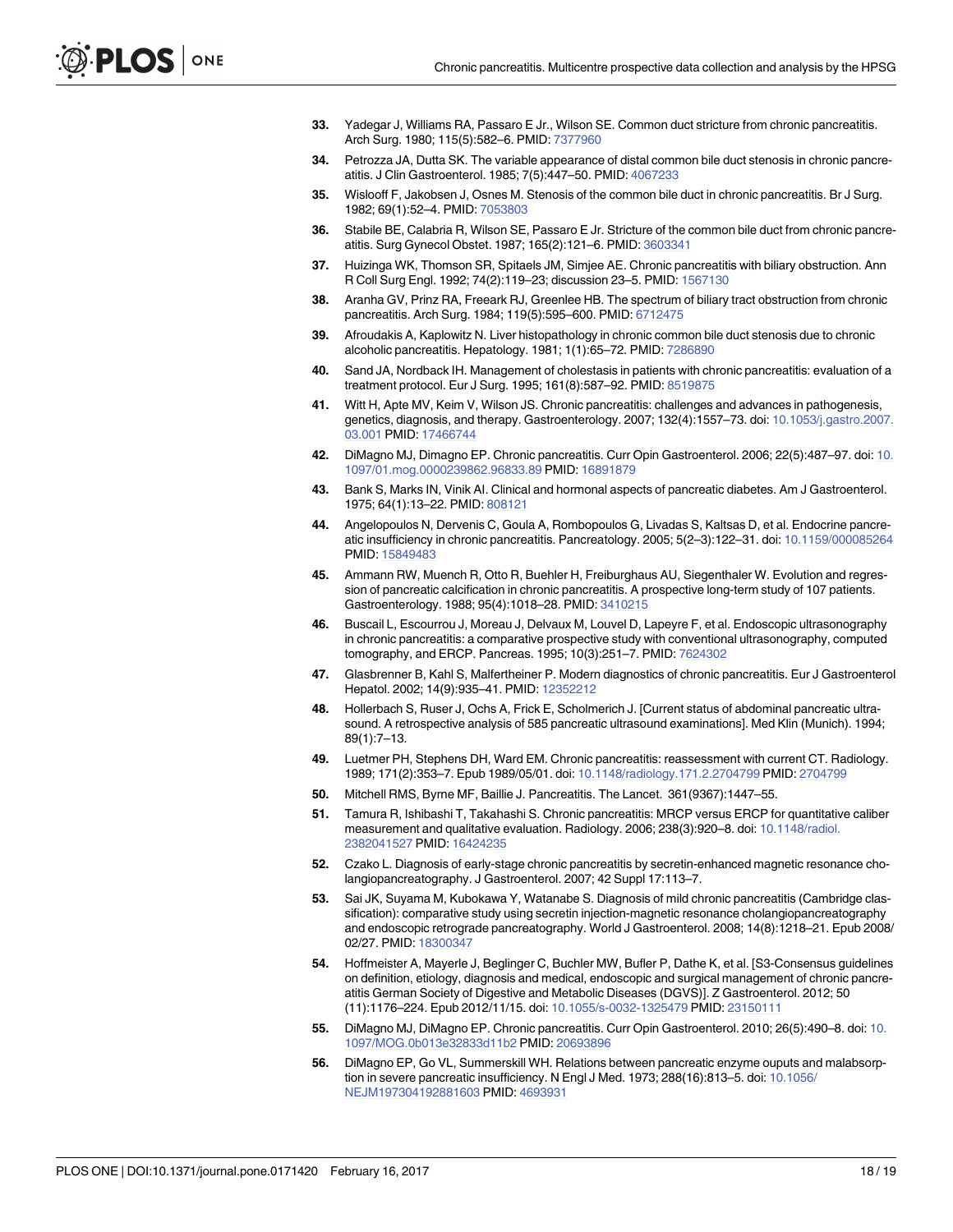33. Yadegar J, Williams RA, Passaro E Jr., Wilson SE. Common duct stricture from chronic pancreatitis. Arch Surg. 1980; 115(5):582–6. PMID: 7377960

34. Petrozza JA, Dutta SK. The variable appearance of distal common bile duct stenosis in chronic pancreatitis. J Clin Gastroenterol. 1985; 7(5):447–50. PMID: 4067233

35. Wislooff F, Jakobsen J, Osnes M. Stenosis of the common bile duct in chronic pancreatitis. Br J Surg. 1982; 69(1):52–4. PMID: 7053803

36. Stabile BE, Calabria R, Wilson SE, Passaro E Jr. Stricture of the common bile duct from chronic pancreatitis. Surg Gynecol Obstet. 1987; 165(2):121–6. PMID: 3603341

37. Huizinga WK, Thomson SR, Spitaels JM, Simjee AE. Chronic pancreatitis with biliary obstruction. Ann R Coll Surg Engl. 1992; 74(2):119–23; discussion 23–5. PMID: 1567130

38. Aranha GV, Prinz RA, Freeark RJ, Greenlee HB. The spectrum of biliary tract obstruction from chronic pancreatitis. Arch Surg. 1984; 119(5):595–600. PMID: 6712475

39. Afroudakis A, Kaplowitz N. Liver histopathology in chronic common bile duct stenosis due to chronic alcoholic pancreatitis. Hepatology. 1981; 1(1):65–72. PMID: 7286890

40. Sand JA, Nordback IH. Management of cholestasis in patients with chronic pancreatitis: evaluation of a treatment protocol. Eur J Surg. 1995; 161(8):587–92. PMID: 8519875

41. Witt H, Apte MV, Keim V, Wilson JS. Chronic pancreatitis: challenges and advances in pathogenesis, genetics, diagnosis, and therapy. Gastroenterology. 2007; 132(4):1557–73. doi: 10.1053/j.gastro.2007.03.001 PMID: 17466744

42. DiMagno MJ, Dimagno EP. Chronic pancreatitis. Curr Opin Gastroenterol. 2006; 22(5):487–97. doi: 10.1097/01.mog.0000239862.96833.89 PMID: 16891879

43. Bank S, Marks IN, Vinik AI. Clinical and hormonal aspects of pancreatic diabetes. Am J Gastroenterol. 1975; 64(1):13–22. PMID: 808121

44. Angelopoulos N, Dervenis C, Goula A, Rombopoulos G, Livadas S, Kaltsas D, et al. Endocrine pancreatic insufficiency in chronic pancreatitis. Pancreatology. 2005; 5(2–3):122–31. doi: 10.1159/000085264 PMID: 15849483

45. Ammann RW, Muench R, Otto R, Buehler H, Freiburghaus AU, Siegenthaler W. Evolution and regression of pancreatic calcification in chronic pancreatitis. A prospective long-term study of 107 patients. Gastroenterology. 1988; 95(4):1018–28. PMID: 3410215

46. Buscail L, Escourrou J, Moreau J, Delvaux M, Louvel D, Lapeyre F, et al. Endoscopic ultrasonography in chronic pancreatitis: a comparative prospective study with conventional ultrasonography, computed tomography, and ERCP. Pancreas. 1995; 10(3):251–7. PMID: 7624302

47. Glasbrenner B, Kahl S, Malfertheiner P. Modern diagnostics of chronic pancreatitis. Eur J Gastroenterol Hepatol. 2002; 14(9):935–41. PMID: 12352212

48. Hollerbach S, Ruser J, Ochs A, Frick E, Scholmerich J. [Current status of abdominal pancreatic ultrasound. A retrospective analysis of 585 pancreatic ultrasound examinations]. Med Klin (Munich). 1994; 89(1):7–13.

49. Luetmer PH, Stephens DH, Ward EM. Chronic pancreatitis: reassessment with current CT. Radiology. 1989; 171(2):353–7. Epub 1989/05/01. doi: 10.1148/radiology.171.2.2704799 PMID: 2704799

50. Mitchell RMS, Byrne MF, Baillie J. Pancreatitis. The Lancet. 361(9367):1447–55.

51. Tamura R, Ishibashi T, Takahashi S. Chronic pancreatitis: MRCP versus ERCP for quantitative caliber measurement and qualitative evaluation. Radiology. 2006; 238(3):920–8. doi: 10.1148/radiol.2382041527 PMID: 16424235

52. Czako L. Diagnosis of early-stage chronic pancreatitis by secretin-enhanced magnetic resonance cholangiopancreatography. J Gastroenterol. 2007; 42 Suppl 17:113–7.

53. Sai JK, Suyama M, Kubokawa Y, Watanabe S. Diagnosis of mild chronic pancreatitis (Cambridge classification): comparative study using secretin injection-magnetic resonance cholangiopancreatography and endoscopic retrograde pancreatography. World J Gastroenterol. 2008; 14(8):1218–21. Epub 2008/02/27. PMID: 18300347

54. Hoffmeister A, Mayerle J, Beglinger C, Buchler MW, Bufler P, Dathe K, et al. [S3-Consensus guidelines on definition, etiology, diagnosis and medical, endoscopic and surgical management of chronic pancreatitis German Society of Digestive and Metabolic Diseases (DGVS)]. Z Gastroenterol. 2012; 50(11):1176–224. Epub 2012/11/15. doi: 10.1055/s-0032-1325479 PMID: 23150111

55. DiMagno MJ, DiMagno EP. Chronic pancreatitis. Curr Opin Gastroenterol. 2010; 26(5):490–8. doi: 10.1097/MOG.0b013e32833d11b2 PMID: 20693896

56. DiMagno EP, Go VL, Summerskill WH. Relations between pancreatic enzyme ouputs and malabsorption in severe pancreatic insufficiency. N Engl J Med. 1973; 288(16):813–5. doi: 10.1056/NEJM197304192881603 PMID: 4693931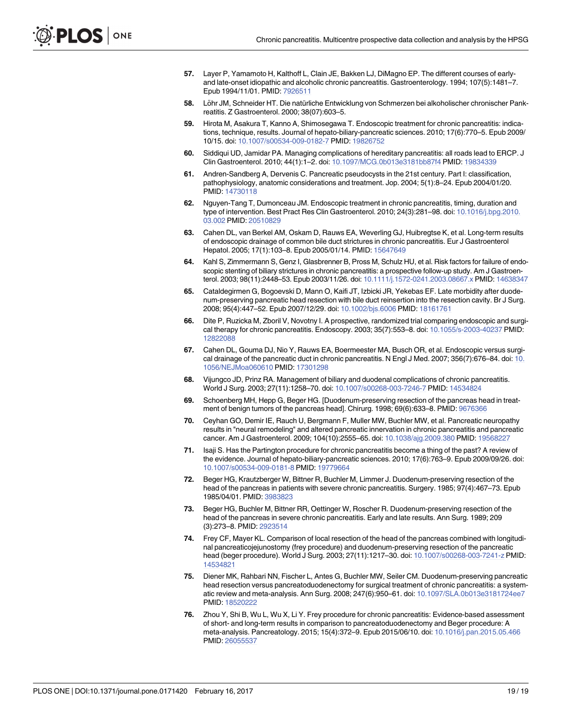57. Layer P, Yamamoto H, Kalthoff L, Clain JE, Bakken LJ, DiMagno EP. The different courses of early- and late-onset idiopathic and alcoholic chronic pancreatitis. Gastroenterology. 1994; 107(5):1481–7. Epub 1994/11/01. PMID: 7926511

58. Löhr JM, Schneider HT. Die natürliche Entwicklung von Schmerzen bei alkoholischer chronischer Pankreatitis. Z Gastroenterol. 2000; 38(07):603–5.

59. Hirota M, Asakura T, Kanno A, Shimosegawa T. Endoscopic treatment for chronic pancreatitis: indications, technique, results. Journal of hepato-biliary-pancreatic sciences. 2010; 17(6):770–5. Epub 2009/10/15. doi: 10.1007/s00534-009-0182-7 PMID: 19826752

60. Siddiqui UD, Jamidar PA. Managing complications of hereditary pancreatitis: all roads lead to ERCP. J Clin Gastroenterol. 2010; 44(1):1–2. doi: 10.1097/MCG.0b013e3181bb87f4 PMID: 19834339

61. Andren-Sandberg A, Dervenis C. Pancreatic pseudocysts in the 21st century. Part I: classification, pathophysiology, anatomic considerations and treatment. Jop. 2004; 5(1):8–24. Epub 2004/01/20. PMID: 14730118

62. Nguyen-Tang T, Dumonceau JM. Endoscopic treatment in chronic pancreatitis, timing, duration and type of intervention. Best Pract Res Clin Gastroenterol. 2010; 24(3):281–98. doi: 10.1016/j.bpg.2010.03.002 PMID: 20510829

63. Cahen DL, van Berkel AM, Oskam D, Rauws EA, Weverling GJ, Huibregtse K, et al. Long-term results of endoscopic drainage of common bile duct strictures in chronic pancreatitis. Eur J Gastroenterol Hepatol. 2005; 17(1):103–8. Epub 2005/01/14. PMID: 15647649

64. Kahl S, Zimmermann S, Genz I, Glasbrenner B, Pross M, Schulz HU, et al. Risk factors for failure of endoscopic stenting of biliary strictures in chronic pancreatitis: a prospective follow-up study. Am J Gastroenterol. 2003; 98(11):2448–53. Epub 2003/11/26. doi: 10.1111/j.1572-0241.2003.08667.x PMID: 14638347

65. Cataldegirmen G, Bogoevski D, Mann O, Kaifi JT, Izbicki JR, Yekebas EF. Late morbidity after duodenum-preserving pancreatic head resection with bile duct reinsertion into the resection cavity. Br J Surg. 2008; 95(4):447–52. Epub 2007/12/29. doi: 10.1002/bjs.6006 PMID: 18161761

66. Dite P, Ruzicka M, Zboril V, Novotny I. A prospective, randomized trial comparing endoscopic and surgical therapy for chronic pancreatitis. Endoscopy. 2003; 35(7):553–8. doi: 10.1055/s-2003-40237 PMID: 12822088

67. Cahen DL, Gouma DJ, Nio Y, Rauws EA, Boermeester MA, Busch OR, et al. Endoscopic versus surgical drainage of the pancreatic duct in chronic pancreatitis. N Engl J Med. 2007; 356(7):676–84. doi: 10.1056/NEJMoa060610 PMID: 17301298

68. Vijungco JD, Prinz RA. Management of biliary and duodenal complications of chronic pancreatitis. World J Surg. 2003; 27(11):1258–70. doi: 10.1007/s00268-003-7246-7 PMID: 14534824

69. Schoenberg MH, Hepp G, Beger HG. [Duodenum-preserving resection of the pancreas head in treatment of benign tumors of the pancreas head]. Chirurg. 1998; 69(6):633–8. PMID: 9676366

70. Ceyhan GO, Demir IE, Rauch U, Bergmann F, Muller MW, Buchler MW, et al. Pancreatic neuropathy results in "neural remodeling" and altered pancreatic innervation in chronic pancreatitis and pancreatic cancer. Am J Gastroenterol. 2009; 104(10):2555–65. doi: 10.1038/ajg.2009.380 PMID: 19568227

71. Isaji S. Has the Partington procedure for chronic pancreatitis become a thing of the past? A review of the evidence. Journal of hepato-biliary-pancreatic sciences. 2010; 17(6):763–9. Epub 2009/09/26. doi: 10.1007/s00534-009-0181-8 PMID: 19779664

72. Beger HG, Krautzberger W, Bittner R, Buchler M, Limmer J. Duodenum-preserving resection of the head of the pancreas in patients with severe chronic pancreatitis. Surgery. 1985; 97(4):467–73. Epub 1985/04/01. PMID: 3983823

73. Beger HG, Buchler M, Bittner RR, Oettinger W, Roscher R. Duodenum-preserving resection of the head of the pancreas in severe chronic pancreatitis. Early and late results. Ann Surg. 1989; 209(3):273–8. PMID: 2923514

74. Frey CF, Mayer KL. Comparison of local resection of the head of the pancreas combined with longitudinal pancreaticojejunostomy (frey procedure) and duodenum-preserving resection of the pancreatic head (beger procedure). World J Surg. 2003; 27(11):1217–30. doi: 10.1007/s00268-003-7241-z PMID: 14534821

75. Diener MK, Rahbari NN, Fischer L, Antes G, Buchler MW, Seiler CM. Duodenum-preserving pancreatic head resection versus pancreatoduodenectomy for surgical treatment of chronic pancreatitis: a systematic review and meta-analysis. Ann Surg. 2008; 247(6):950–61. doi: 10.1097/SLA.0b013e3181724ee7 PMID: 18520222

76. Zhou Y, Shi B, Wu L, Wu X, Li Y. Frey procedure for chronic pancreatitis: Evidence-based assessment of short- and long-term results in comparison to pancreatoduodenectomy and Beger procedure: A meta-analysis. Pancreatology. 2015; 15(4):372–9. Epub 2015/06/10. doi: 10.1016/j.pan.2015.05.466 PMID: 26055537